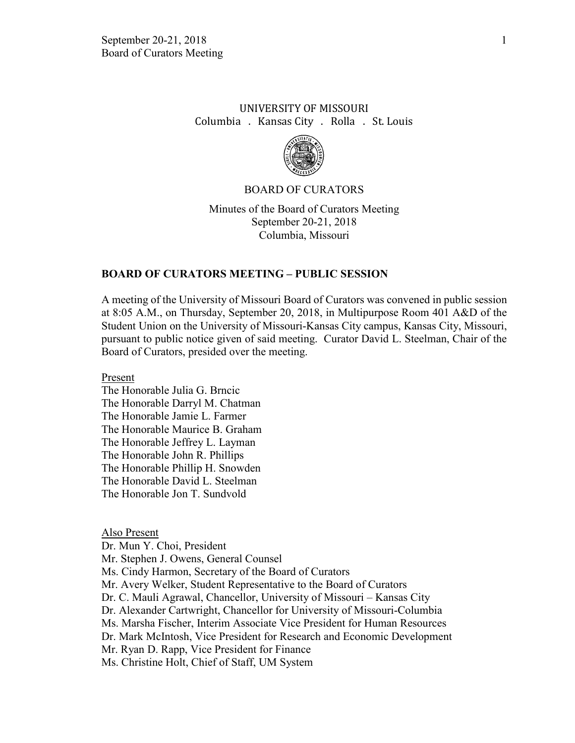UNIVERSITY OF MISSOURI

Columbia . Kansas City . Rolla . St. Louis

BOARD OF CURATORS

Minutes of the Board of Curators Meeting
September 20-21, 2018
Columbia, Missouri

## BOARD OF CURATORS MEETING – PUBLIC SESSION

A meeting of the University of Missouri Board of Curators was convened in public session at 8:05 A.M., on Thursday, September 20, 2018, in Multipurpose Room 401 A&D of the Student Union on the University of Missouri-Kansas City campus, Kansas City, Missouri, pursuant to public notice given of said meeting. Curator David L. Steelman, Chair of the Board of Curators, presided over the meeting.

Present

The Honorable Julia G. Brncic
The Honorable Darryl M. Chatman
The Honorable Jamie L. Farmer
The Honorable Maurice B. Graham
The Honorable Jeffrey L. Layman
The Honorable John R. Phillips
The Honorable Phillip H. Snowden
The Honorable David L. Steelman
The Honorable Jon T. Sundvold

Also Present

Dr. Mun Y. Choi, President
Mr. Stephen J. Owens, General Counsel
Ms. Cindy Harmon, Secretary of the Board of Curators
Mr. Avery Welker, Student Representative to the Board of Curators
Dr. C. Mauli Agrawal, Chancellor, University of Missouri – Kansas City
Dr. Alexander Cartwright, Chancellor for University of Missouri-Columbia
Ms. Marsha Fischer, Interim Associate Vice President for Human Resources
Dr. Mark McIntosh, Vice President for Research and Economic Development
Mr. Ryan D. Rapp, Vice President for Finance
Ms. Christine Holt, Chief of Staff, UM System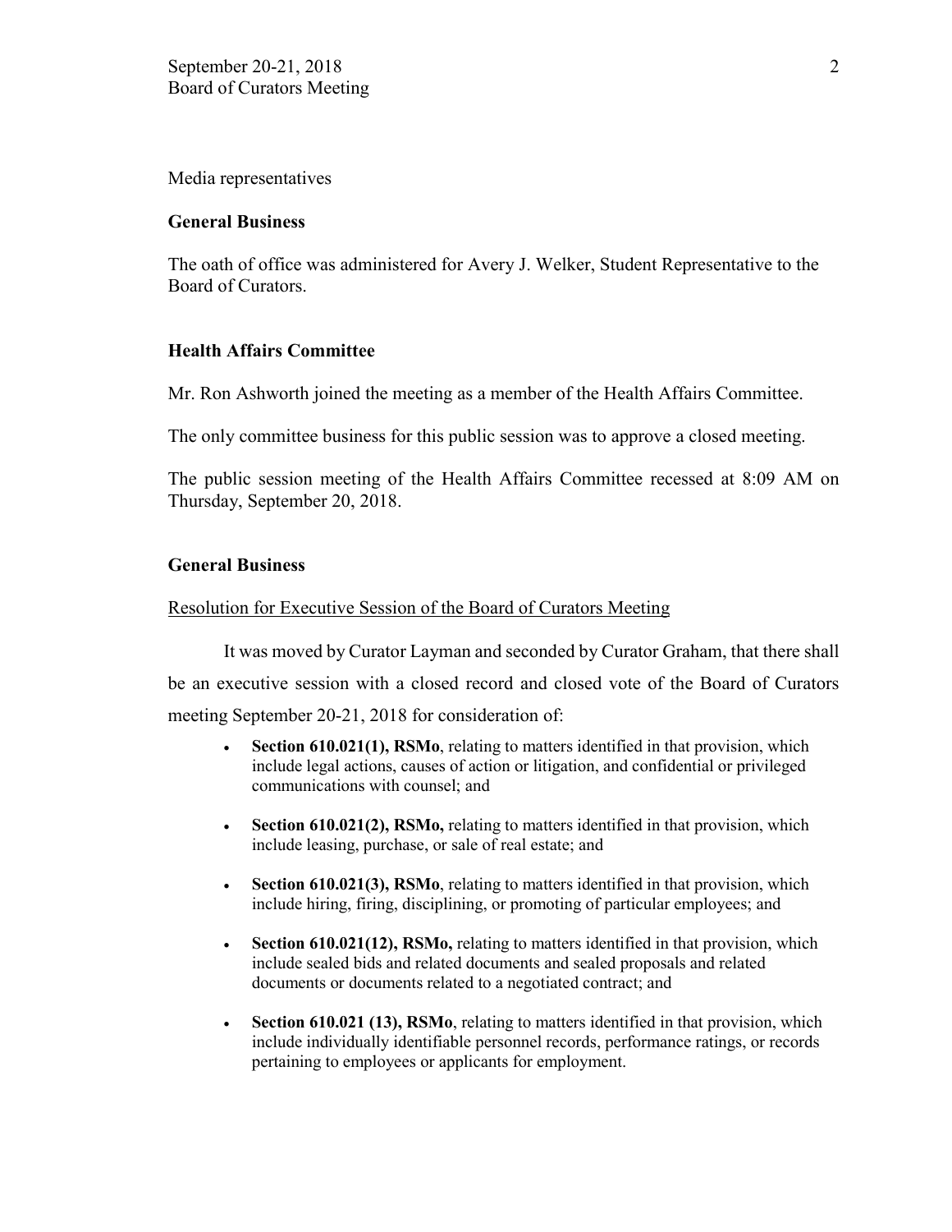Media representatives

**General Business**

The oath of office was administered for Avery J. Welker, Student Representative to the Board of Curators.

**Health Affairs Committee**

Mr. Ron Ashworth joined the meeting as a member of the Health Affairs Committee.

The only committee business for this public session was to approve a closed meeting.

The public session meeting of the Health Affairs Committee recessed at 8:09 AM on Thursday, September 20, 2018.

**General Business**

Resolution for Executive Session of the Board of Curators Meeting

It was moved by Curator Layman and seconded by Curator Graham, that there shall be an executive session with a closed record and closed vote of the Board of Curators meeting September 20-21, 2018 for consideration of:

- **Section 610.021(1), RSMo**, relating to matters identified in that provision, which include legal actions, causes of action or litigation, and confidential or privileged communications with counsel; and
- **Section 610.021(2), RSMo,** relating to matters identified in that provision, which include leasing, purchase, or sale of real estate; and
- **Section 610.021(3), RSMo**, relating to matters identified in that provision, which include hiring, firing, disciplining, or promoting of particular employees; and
- **Section 610.021(12), RSMo,** relating to matters identified in that provision, which include sealed bids and related documents and sealed proposals and related documents or documents related to a negotiated contract; and
- **Section 610.021 (13), RSMo**, relating to matters identified in that provision, which include individually identifiable personnel records, performance ratings, or records pertaining to employees or applicants for employment.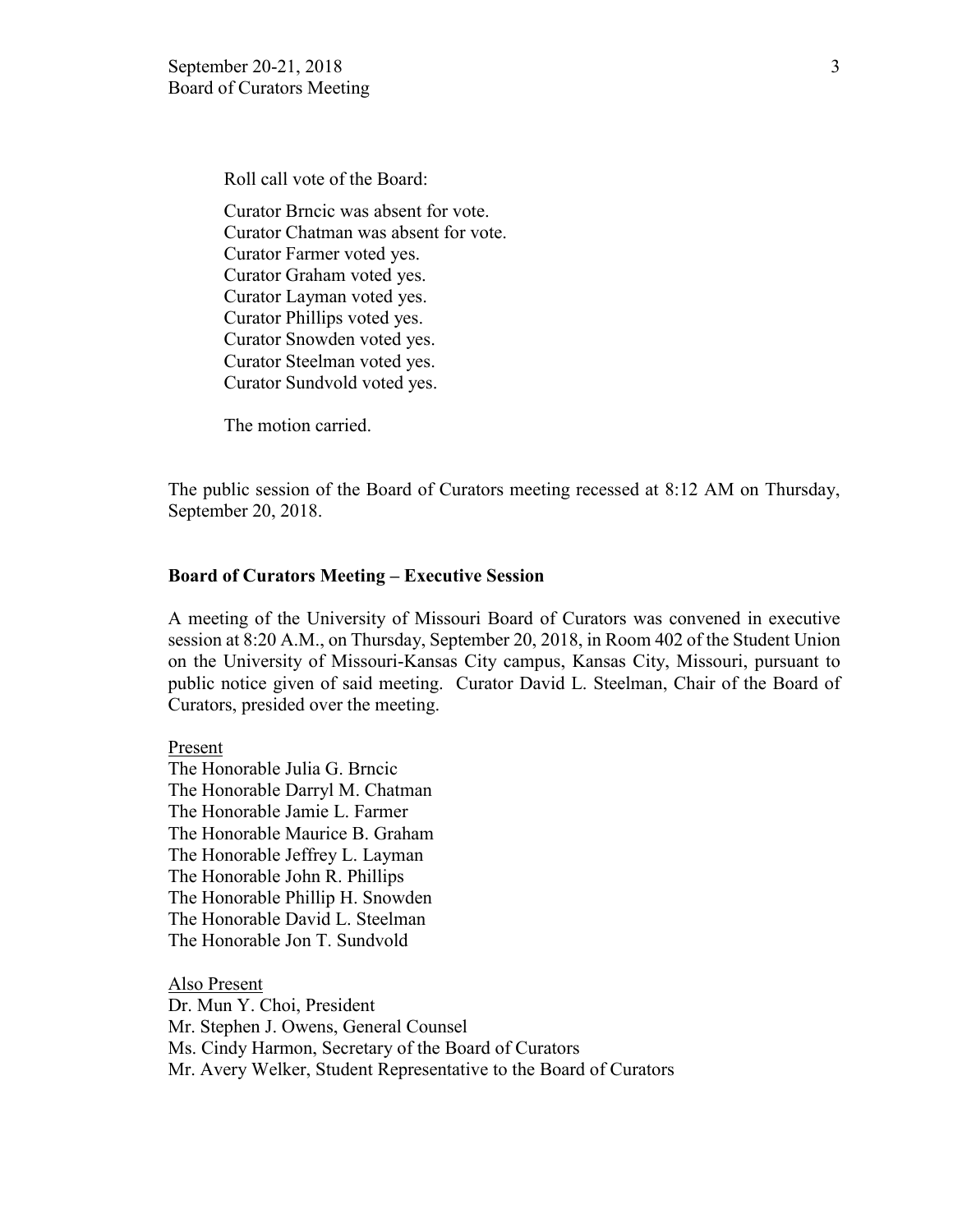Roll call vote of the Board:

Curator Brncic was absent for vote.
Curator Chatman was absent for vote.
Curator Farmer voted yes.
Curator Graham voted yes.
Curator Layman voted yes.
Curator Phillips voted yes.
Curator Snowden voted yes.
Curator Steelman voted yes.
Curator Sundvold voted yes.

The motion carried.

The public session of the Board of Curators meeting recessed at 8:12 AM on Thursday, September 20, 2018.

**Board of Curators Meeting – Executive Session**

A meeting of the University of Missouri Board of Curators was convened in executive session at 8:20 A.M., on Thursday, September 20, 2018, in Room 402 of the Student Union on the University of Missouri-Kansas City campus, Kansas City, Missouri, pursuant to public notice given of said meeting. Curator David L. Steelman, Chair of the Board of Curators, presided over the meeting.

Present
The Honorable Julia G. Brncic
The Honorable Darryl M. Chatman
The Honorable Jamie L. Farmer
The Honorable Maurice B. Graham
The Honorable Jeffrey L. Layman
The Honorable John R. Phillips
The Honorable Phillip H. Snowden
The Honorable David L. Steelman
The Honorable Jon T. Sundvold

Also Present
Dr. Mun Y. Choi, President
Mr. Stephen J. Owens, General Counsel
Ms. Cindy Harmon, Secretary of the Board of Curators
Mr. Avery Welker, Student Representative to the Board of Curators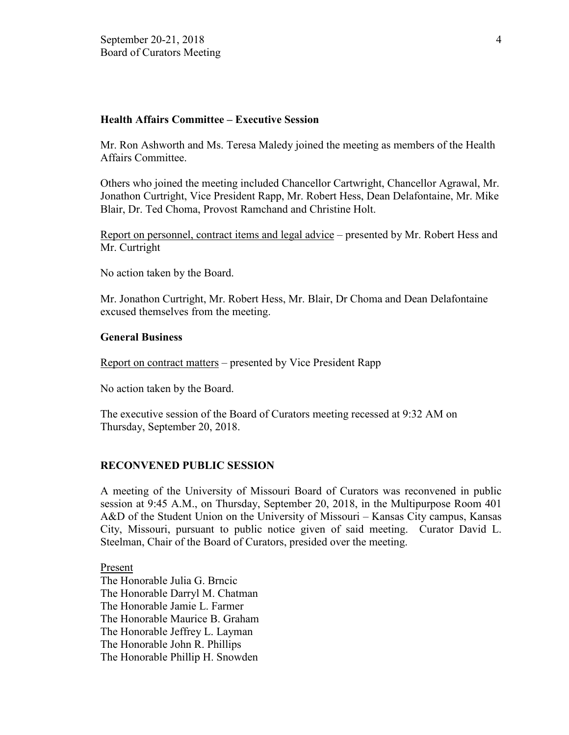**Health Affairs Committee – Executive Session**

Mr. Ron Ashworth and Ms. Teresa Maledy joined the meeting as members of the Health Affairs Committee.

Others who joined the meeting included Chancellor Cartwright, Chancellor Agrawal, Mr. Jonathon Curtright, Vice President Rapp, Mr. Robert Hess, Dean Delafontaine, Mr. Mike Blair, Dr. Ted Choma, Provost Ramchand and Christine Holt.

<u>Report on personnel, contract items and legal advice</u> – presented by Mr. Robert Hess and Mr. Curtright

No action taken by the Board.

Mr. Jonathon Curtright, Mr. Robert Hess, Mr. Blair, Dr Choma and Dean Delafontaine excused themselves from the meeting.

**General Business**

<u>Report on contract matters</u> – presented by Vice President Rapp

No action taken by the Board.

The executive session of the Board of Curators meeting recessed at 9:32 AM on Thursday, September 20, 2018.

**RECONVENED PUBLIC SESSION**

A meeting of the University of Missouri Board of Curators was reconvened in public session at 9:45 A.M., on Thursday, September 20, 2018, in the Multipurpose Room 401 A&D of the Student Union on the University of Missouri – Kansas City campus, Kansas City, Missouri, pursuant to public notice given of said meeting. Curator David L. Steelman, Chair of the Board of Curators, presided over the meeting.

<u>Present</u>
The Honorable Julia G. Brncic
The Honorable Darryl M. Chatman
The Honorable Jamie L. Farmer
The Honorable Maurice B. Graham
The Honorable Jeffrey L. Layman
The Honorable John R. Phillips
The Honorable Phillip H. Snowden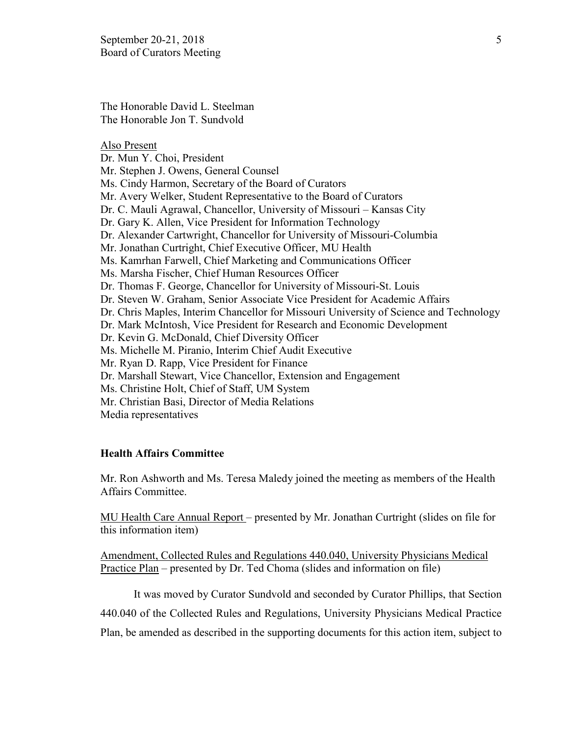The Honorable David L. Steelman
The Honorable Jon T. Sundvold

<u>Also Present</u>
Dr. Mun Y. Choi, President
Mr. Stephen J. Owens, General Counsel
Ms. Cindy Harmon, Secretary of the Board of Curators
Mr. Avery Welker, Student Representative to the Board of Curators
Dr. C. Mauli Agrawal, Chancellor, University of Missouri – Kansas City
Dr. Gary K. Allen, Vice President for Information Technology
Dr. Alexander Cartwright, Chancellor for University of Missouri-Columbia
Mr. Jonathan Curtright, Chief Executive Officer, MU Health
Ms. Kamrhan Farwell, Chief Marketing and Communications Officer
Ms. Marsha Fischer, Chief Human Resources Officer
Dr. Thomas F. George, Chancellor for University of Missouri-St. Louis
Dr. Steven W. Graham, Senior Associate Vice President for Academic Affairs
Dr. Chris Maples, Interim Chancellor for Missouri University of Science and Technology
Dr. Mark McIntosh, Vice President for Research and Economic Development
Dr. Kevin G. McDonald, Chief Diversity Officer
Ms. Michelle M. Piranio, Interim Chief Audit Executive
Mr. Ryan D. Rapp, Vice President for Finance
Dr. Marshall Stewart, Vice Chancellor, Extension and Engagement
Ms. Christine Holt, Chief of Staff, UM System
Mr. Christian Basi, Director of Media Relations
Media representatives

**Health Affairs Committee**

Mr. Ron Ashworth and Ms. Teresa Maledy joined the meeting as members of the Health Affairs Committee.

<u>MU Health Care Annual Report</u> – presented by Mr. Jonathan Curtright (slides on file for this information item)

<u>Amendment, Collected Rules and Regulations 440.040, University Physicians Medical Practice Plan</u> – presented by Dr. Ted Choma (slides and information on file)

It was moved by Curator Sundvold and seconded by Curator Phillips, that Section 440.040 of the Collected Rules and Regulations, University Physicians Medical Practice Plan, be amended as described in the supporting documents for this action item, subject to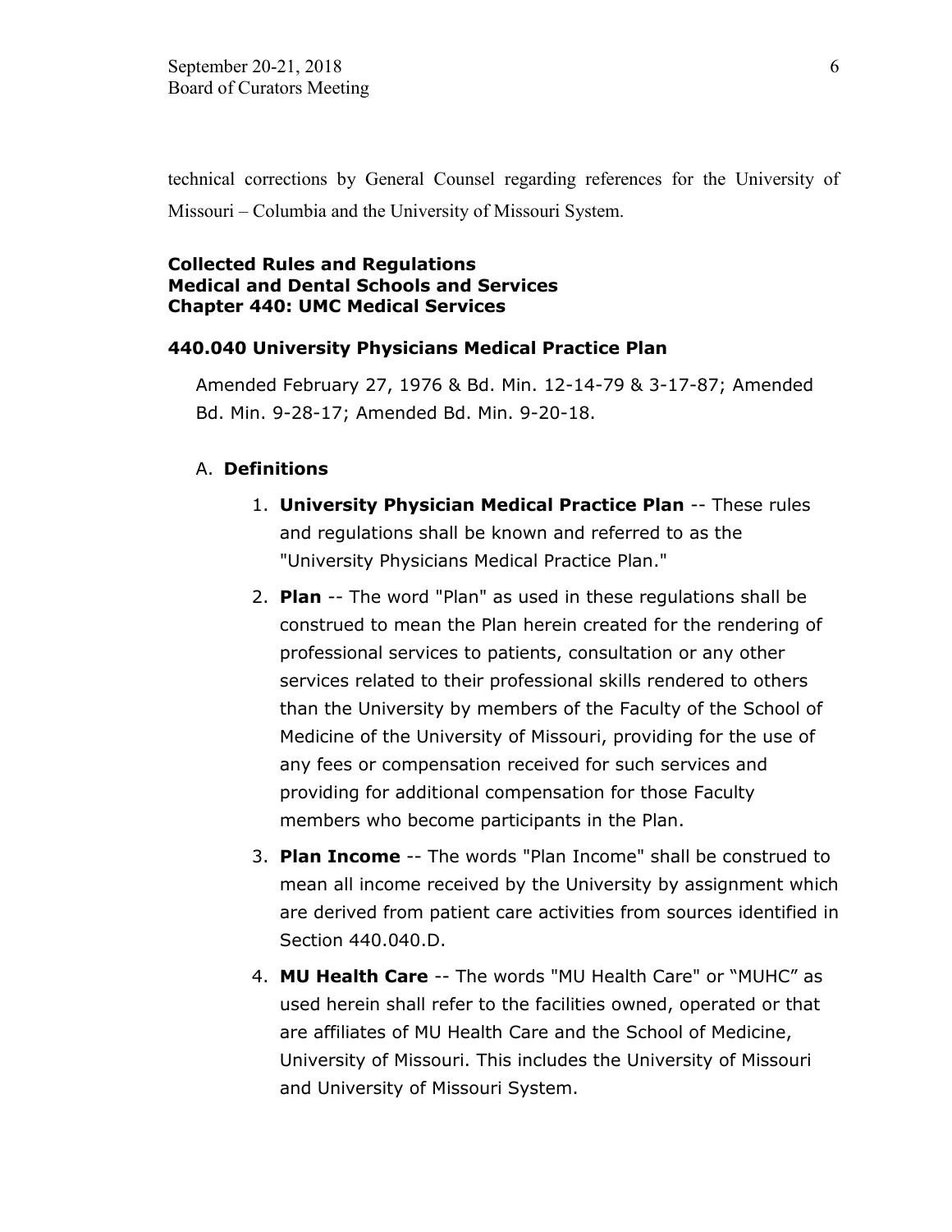technical corrections by General Counsel regarding references for the University of Missouri – Columbia and the University of Missouri System.

**Collected Rules and Regulations**
**Medical and Dental Schools and Services**
**Chapter 440: UMC Medical Services**

**440.040 University Physicians Medical Practice Plan**

Amended February 27, 1976 & Bd. Min. 12-14-79 & 3-17-87; Amended Bd. Min. 9-28-17; Amended Bd. Min. 9-20-18.

A. **Definitions**

1. **University Physician Medical Practice Plan** -- These rules and regulations shall be known and referred to as the "University Physicians Medical Practice Plan."
2. **Plan** -- The word "Plan" as used in these regulations shall be construed to mean the Plan herein created for the rendering of professional services to patients, consultation or any other services related to their professional skills rendered to others than the University by members of the Faculty of the School of Medicine of the University of Missouri, providing for the use of any fees or compensation received for such services and providing for additional compensation for those Faculty members who become participants in the Plan.
3. **Plan Income** -- The words "Plan Income" shall be construed to mean all income received by the University by assignment which are derived from patient care activities from sources identified in Section 440.040.D.
4. **MU Health Care** -- The words "MU Health Care" or "MUHC" as used herein shall refer to the facilities owned, operated or that are affiliates of MU Health Care and the School of Medicine, University of Missouri. This includes the University of Missouri and University of Missouri System.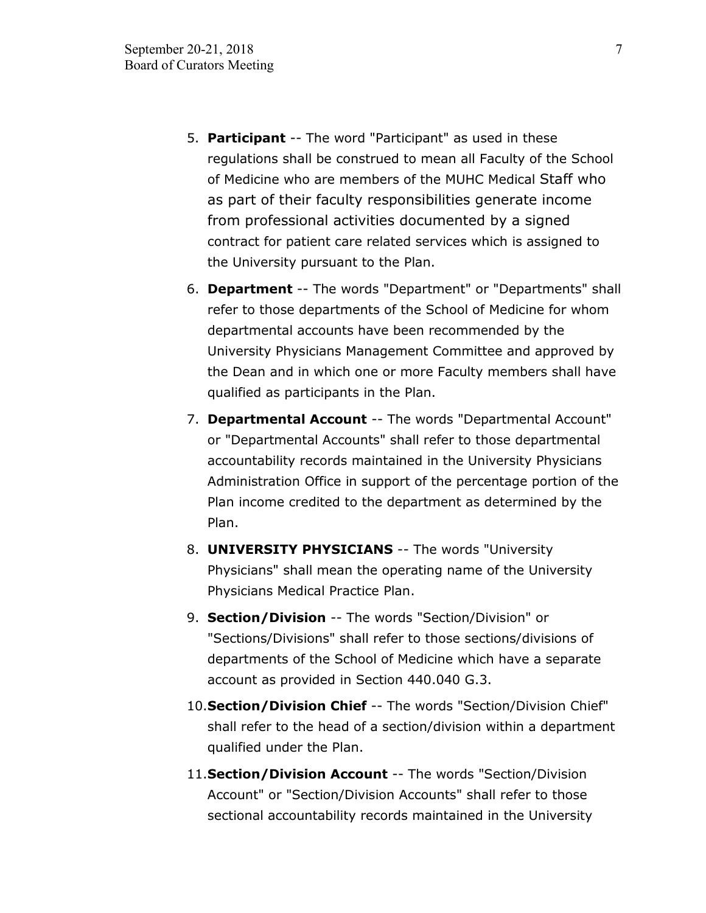5. **Participant** -- The word "Participant" as used in these regulations shall be construed to mean all Faculty of the School of Medicine who are members of the MUHC Medical Staff who as part of their faculty responsibilities generate income from professional activities documented by a signed contract for patient care related services which is assigned to the University pursuant to the Plan.
6. **Department** -- The words "Department" or "Departments" shall refer to those departments of the School of Medicine for whom departmental accounts have been recommended by the University Physicians Management Committee and approved by the Dean and in which one or more Faculty members shall have qualified as participants in the Plan.
7. **Departmental Account** -- The words "Departmental Account" or "Departmental Accounts" shall refer to those departmental accountability records maintained in the University Physicians Administration Office in support of the percentage portion of the Plan income credited to the department as determined by the Plan.
8. **UNIVERSITY PHYSICIANS** -- The words "University Physicians" shall mean the operating name of the University Physicians Medical Practice Plan.
9. **Section/Division** -- The words "Section/Division" or "Sections/Divisions" shall refer to those sections/divisions of departments of the School of Medicine which have a separate account as provided in Section 440.040 G.3.
10. **Section/Division Chief** -- The words "Section/Division Chief" shall refer to the head of a section/division within a department qualified under the Plan.
11. **Section/Division Account** -- The words "Section/Division Account" or "Section/Division Accounts" shall refer to those sectional accountability records maintained in the University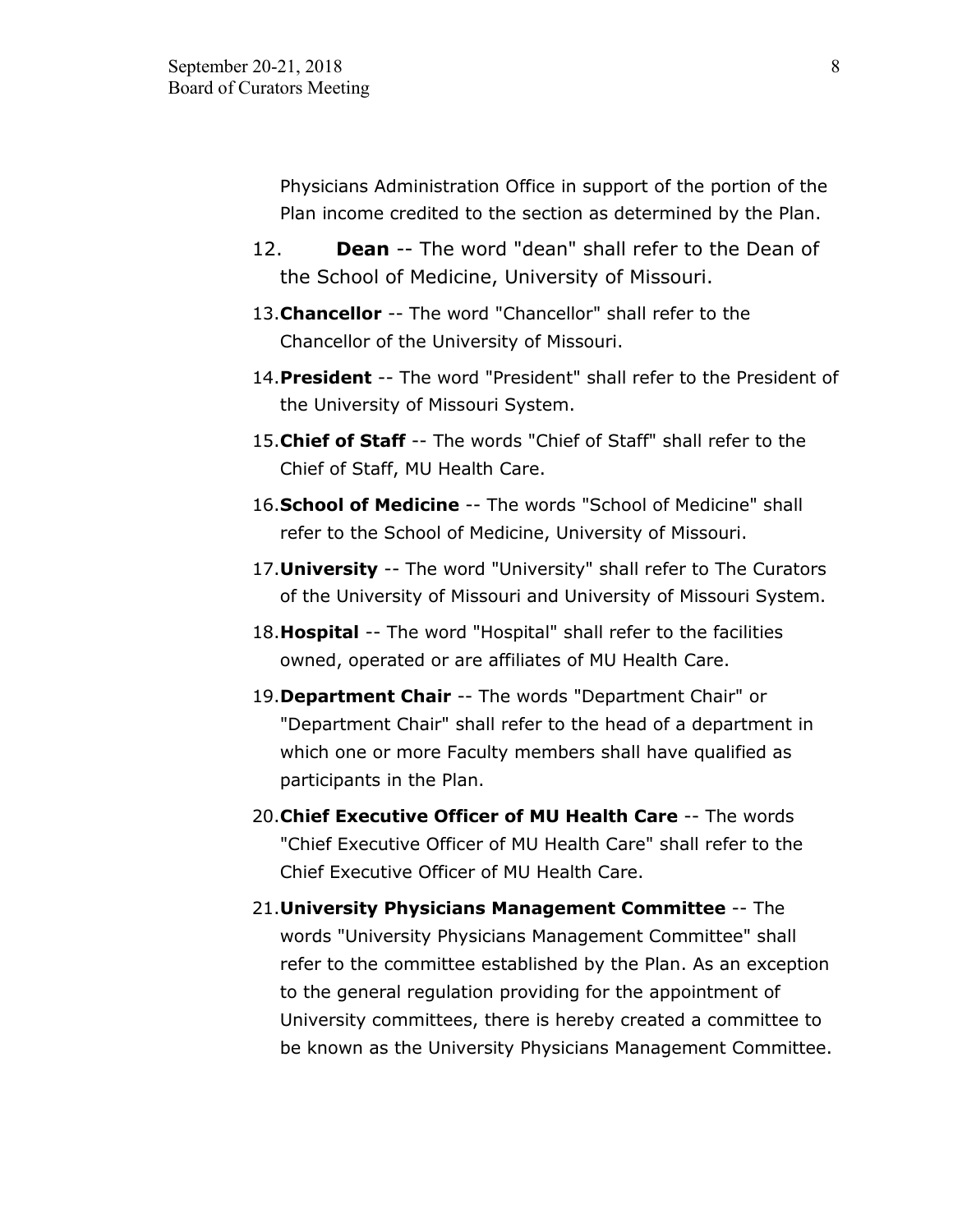Physicians Administration Office in support of the portion of the Plan income credited to the section as determined by the Plan.

12. **Dean** -- The word "dean" shall refer to the Dean of the School of Medicine, University of Missouri.

13. **Chancellor** -- The word "Chancellor" shall refer to the Chancellor of the University of Missouri.

14. **President** -- The word "President" shall refer to the President of the University of Missouri System.

15. **Chief of Staff** -- The words "Chief of Staff" shall refer to the Chief of Staff, MU Health Care.

16. **School of Medicine** -- The words "School of Medicine" shall refer to the School of Medicine, University of Missouri.

17. **University** -- The word "University" shall refer to The Curators of the University of Missouri and University of Missouri System.

18. **Hospital** -- The word "Hospital" shall refer to the facilities owned, operated or are affiliates of MU Health Care.

19. **Department Chair** -- The words "Department Chair" or "Department Chair" shall refer to the head of a department in which one or more Faculty members shall have qualified as participants in the Plan.

20. **Chief Executive Officer of MU Health Care** -- The words "Chief Executive Officer of MU Health Care" shall refer to the Chief Executive Officer of MU Health Care.

21. **University Physicians Management Committee** -- The words "University Physicians Management Committee" shall refer to the committee established by the Plan. As an exception to the general regulation providing for the appointment of University committees, there is hereby created a committee to be known as the University Physicians Management Committee.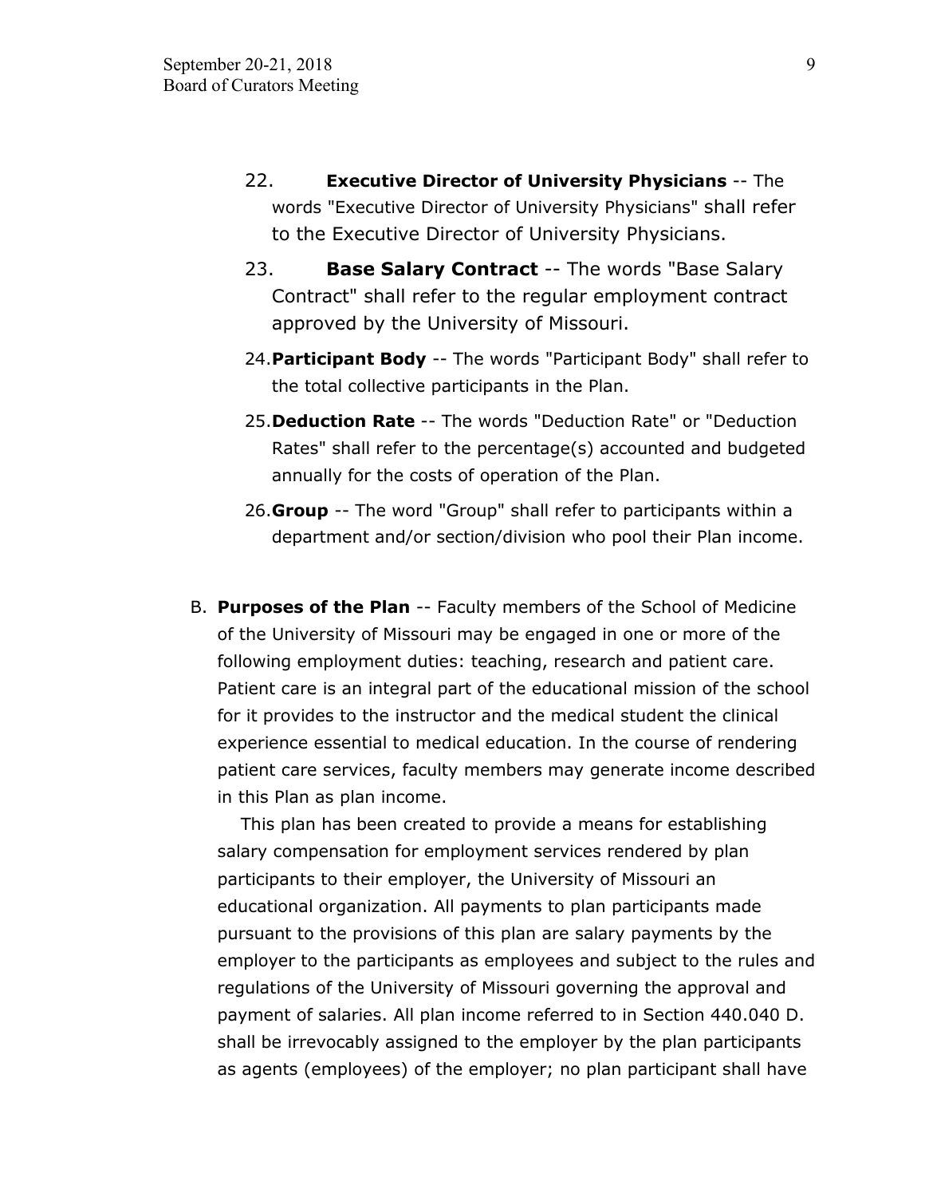22. **Executive Director of University Physicians** -- The words "Executive Director of University Physicians" shall refer to the Executive Director of University Physicians.

23. **Base Salary Contract** -- The words "Base Salary Contract" shall refer to the regular employment contract approved by the University of Missouri.

24. **Participant Body** -- The words "Participant Body" shall refer to the total collective participants in the Plan.

25. **Deduction Rate** -- The words "Deduction Rate" or "Deduction Rates" shall refer to the percentage(s) accounted and budgeted annually for the costs of operation of the Plan.

26. **Group** -- The word "Group" shall refer to participants within a department and/or section/division who pool their Plan income.

B. **Purposes of the Plan** -- Faculty members of the School of Medicine of the University of Missouri may be engaged in one or more of the following employment duties: teaching, research and patient care. Patient care is an integral part of the educational mission of the school for it provides to the instructor and the medical student the clinical experience essential to medical education. In the course of rendering patient care services, faculty members may generate income described in this Plan as plan income.

This plan has been created to provide a means for establishing salary compensation for employment services rendered by plan participants to their employer, the University of Missouri an educational organization. All payments to plan participants made pursuant to the provisions of this plan are salary payments by the employer to the participants as employees and subject to the rules and regulations of the University of Missouri governing the approval and payment of salaries. All plan income referred to in Section 440.040 D. shall be irrevocably assigned to the employer by the plan participants as agents (employees) of the employer; no plan participant shall have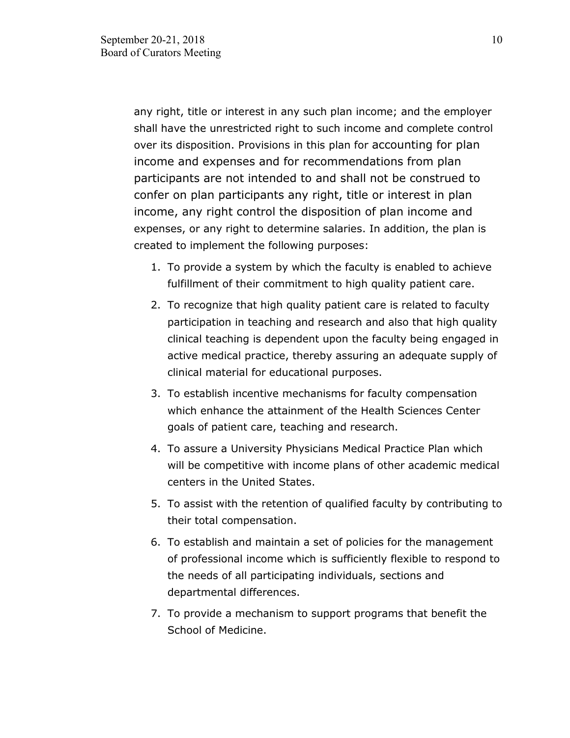any right, title or interest in any such plan income; and the employer shall have the unrestricted right to such income and complete control over its disposition. Provisions in this plan for accounting for plan income and expenses and for recommendations from plan participants are not intended to and shall not be construed to confer on plan participants any right, title or interest in plan income, any right control the disposition of plan income and expenses, or any right to determine salaries. In addition, the plan is created to implement the following purposes:

1. To provide a system by which the faculty is enabled to achieve fulfillment of their commitment to high quality patient care.
2. To recognize that high quality patient care is related to faculty participation in teaching and research and also that high quality clinical teaching is dependent upon the faculty being engaged in active medical practice, thereby assuring an adequate supply of clinical material for educational purposes.
3. To establish incentive mechanisms for faculty compensation which enhance the attainment of the Health Sciences Center goals of patient care, teaching and research.
4. To assure a University Physicians Medical Practice Plan which will be competitive with income plans of other academic medical centers in the United States.
5. To assist with the retention of qualified faculty by contributing to their total compensation.
6. To establish and maintain a set of policies for the management of professional income which is sufficiently flexible to respond to the needs of all participating individuals, sections and departmental differences.
7. To provide a mechanism to support programs that benefit the School of Medicine.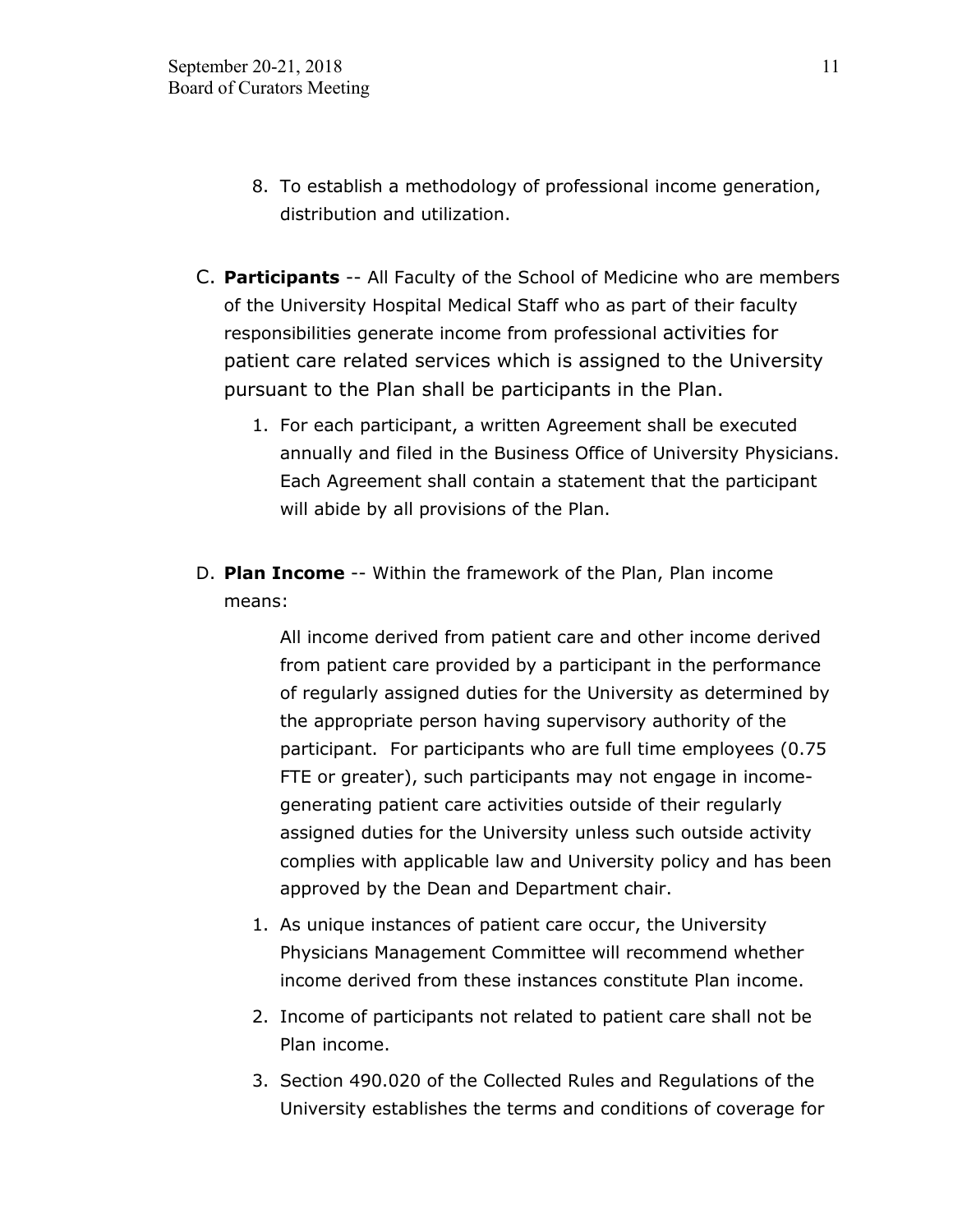8. To establish a methodology of professional income generation, distribution and utilization.

C. **Participants** -- All Faculty of the School of Medicine who are members of the University Hospital Medical Staff who as part of their faculty responsibilities generate income from professional activities for patient care related services which is assigned to the University pursuant to the Plan shall be participants in the Plan.

   1. For each participant, a written Agreement shall be executed annually and filed in the Business Office of University Physicians. Each Agreement shall contain a statement that the participant will abide by all provisions of the Plan.

D. **Plan Income** -- Within the framework of the Plan, Plan income means:

   All income derived from patient care and other income derived from patient care provided by a participant in the performance of regularly assigned duties for the University as determined by the appropriate person having supervisory authority of the participant. For participants who are full time employees (0.75 FTE or greater), such participants may not engage in income-generating patient care activities outside of their regularly assigned duties for the University unless such outside activity complies with applicable law and University policy and has been approved by the Dean and Department chair.

   1. As unique instances of patient care occur, the University Physicians Management Committee will recommend whether income derived from these instances constitute Plan income.
   2. Income of participants not related to patient care shall not be Plan income.
   3. Section 490.020 of the Collected Rules and Regulations of the University establishes the terms and conditions of coverage for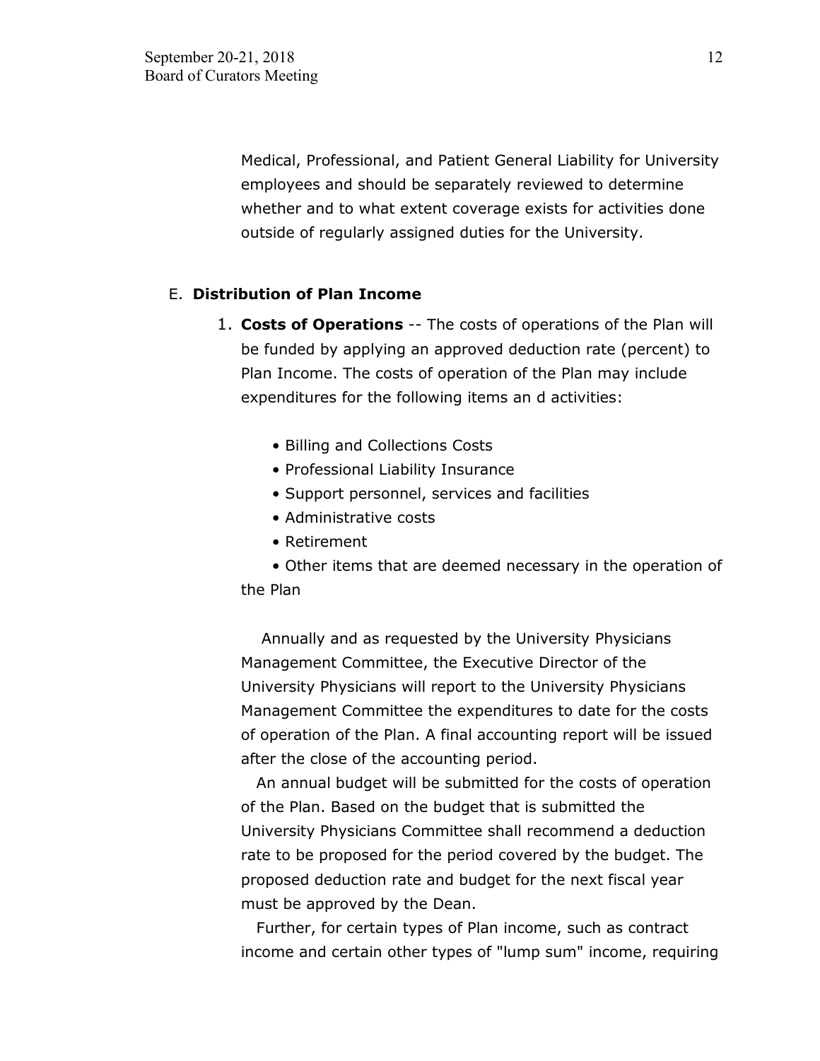Medical, Professional, and Patient General Liability for University employees and should be separately reviewed to determine whether and to what extent coverage exists for activities done outside of regularly assigned duties for the University.

E. **Distribution of Plan Income**

1. **Costs of Operations** -- The costs of operations of the Plan will be funded by applying an approved deduction rate (percent) to Plan Income. The costs of operation of the Plan may include expenditures for the following items an d activities:

   - Billing and Collections Costs
   - Professional Liability Insurance
   - Support personnel, services and facilities
   - Administrative costs
   - Retirement
   - Other items that are deemed necessary in the operation of the Plan

   Annually and as requested by the University Physicians Management Committee, the Executive Director of the University Physicians will report to the University Physicians Management Committee the expenditures to date for the costs of operation of the Plan. A final accounting report will be issued after the close of the accounting period.

   An annual budget will be submitted for the costs of operation of the Plan. Based on the budget that is submitted the University Physicians Committee shall recommend a deduction rate to be proposed for the period covered by the budget. The proposed deduction rate and budget for the next fiscal year must be approved by the Dean.

   Further, for certain types of Plan income, such as contract income and certain other types of "lump sum" income, requiring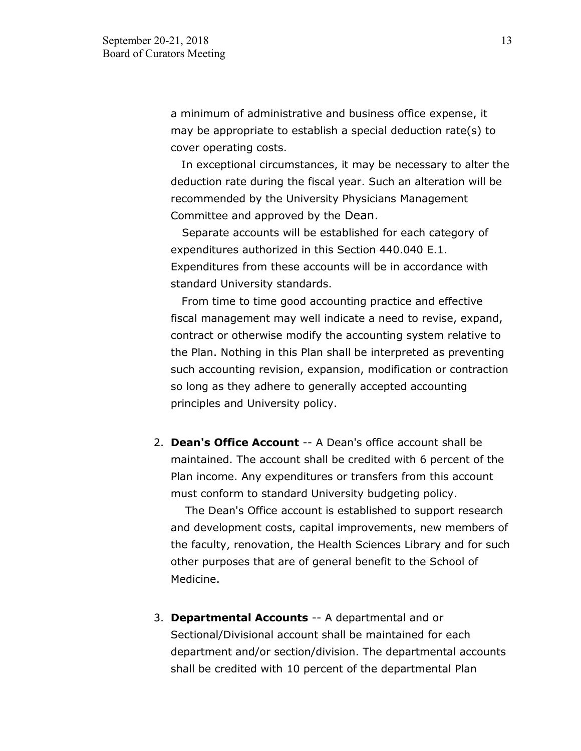a minimum of administrative and business office expense, it may be appropriate to establish a special deduction rate(s) to cover operating costs.

In exceptional circumstances, it may be necessary to alter the deduction rate during the fiscal year. Such an alteration will be recommended by the University Physicians Management Committee and approved by the Dean.

Separate accounts will be established for each category of expenditures authorized in this Section 440.040 E.1. Expenditures from these accounts will be in accordance with standard University standards.

From time to time good accounting practice and effective fiscal management may well indicate a need to revise, expand, contract or otherwise modify the accounting system relative to the Plan. Nothing in this Plan shall be interpreted as preventing such accounting revision, expansion, modification or contraction so long as they adhere to generally accepted accounting principles and University policy.

2. **Dean's Office Account** -- A Dean's office account shall be maintained. The account shall be credited with 6 percent of the Plan income. Any expenditures or transfers from this account must conform to standard University budgeting policy.

   The Dean's Office account is established to support research and development costs, capital improvements, new members of the faculty, renovation, the Health Sciences Library and for such other purposes that are of general benefit to the School of Medicine.

3. **Departmental Accounts** -- A departmental and or Sectional/Divisional account shall be maintained for each department and/or section/division. The departmental accounts shall be credited with 10 percent of the departmental Plan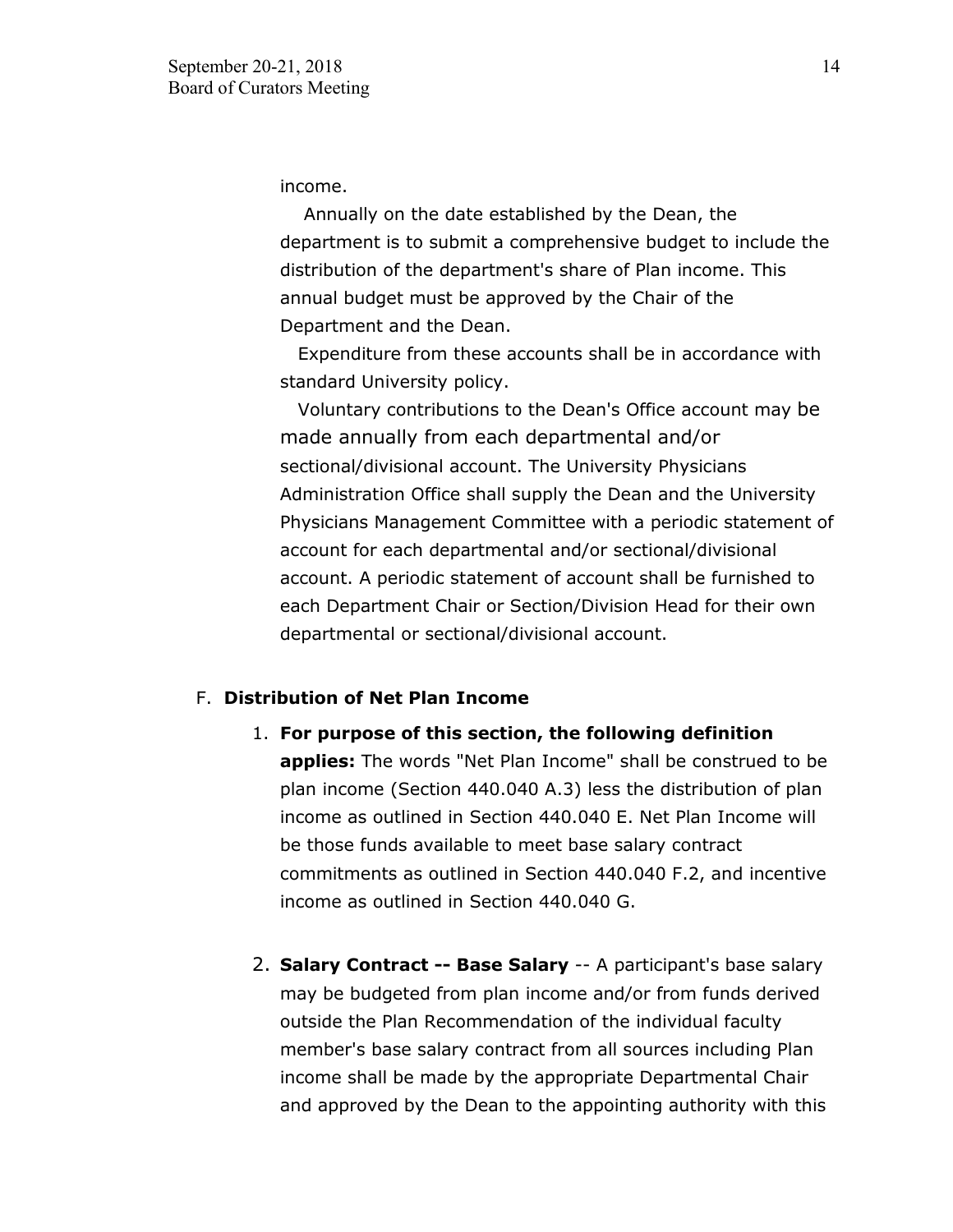income.

Annually on the date established by the Dean, the department is to submit a comprehensive budget to include the distribution of the department's share of Plan income. This annual budget must be approved by the Chair of the Department and the Dean.

Expenditure from these accounts shall be in accordance with standard University policy.

Voluntary contributions to the Dean's Office account may be made annually from each departmental and/or sectional/divisional account. The University Physicians Administration Office shall supply the Dean and the University Physicians Management Committee with a periodic statement of account for each departmental and/or sectional/divisional account. A periodic statement of account shall be furnished to each Department Chair or Section/Division Head for their own departmental or sectional/divisional account.

F. **Distribution of Net Plan Income**

1. **For purpose of this section, the following definition applies:** The words "Net Plan Income" shall be construed to be plan income (Section 440.040 A.3) less the distribution of plan income as outlined in Section 440.040 E. Net Plan Income will be those funds available to meet base salary contract commitments as outlined in Section 440.040 F.2, and incentive income as outlined in Section 440.040 G.

2. **Salary Contract -- Base Salary** -- A participant's base salary may be budgeted from plan income and/or from funds derived outside the Plan Recommendation of the individual faculty member's base salary contract from all sources including Plan income shall be made by the appropriate Departmental Chair and approved by the Dean to the appointing authority with this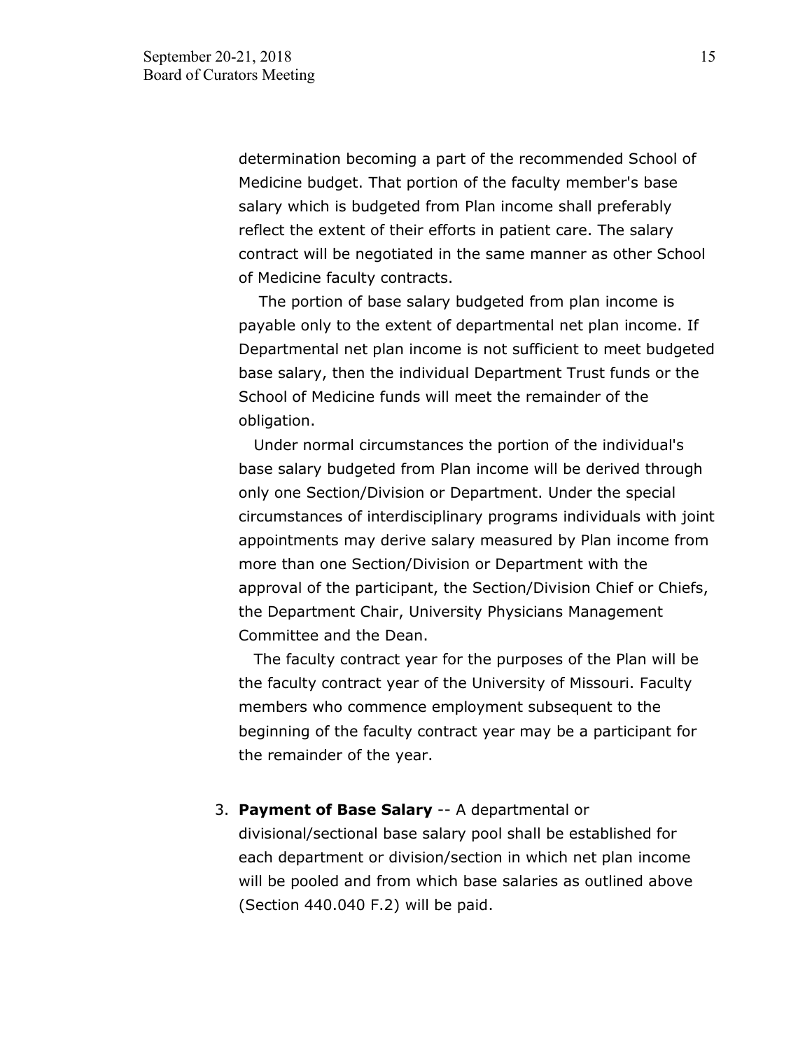determination becoming a part of the recommended School of Medicine budget. That portion of the faculty member's base salary which is budgeted from Plan income shall preferably reflect the extent of their efforts in patient care. The salary contract will be negotiated in the same manner as other School of Medicine faculty contracts.

The portion of base salary budgeted from plan income is payable only to the extent of departmental net plan income. If Departmental net plan income is not sufficient to meet budgeted base salary, then the individual Department Trust funds or the School of Medicine funds will meet the remainder of the obligation.

Under normal circumstances the portion of the individual's base salary budgeted from Plan income will be derived through only one Section/Division or Department. Under the special circumstances of interdisciplinary programs individuals with joint appointments may derive salary measured by Plan income from more than one Section/Division or Department with the approval of the participant, the Section/Division Chief or Chiefs, the Department Chair, University Physicians Management Committee and the Dean.

The faculty contract year for the purposes of the Plan will be the faculty contract year of the University of Missouri. Faculty members who commence employment subsequent to the beginning of the faculty contract year may be a participant for the remainder of the year.

3. **Payment of Base Salary** -- A departmental or divisional/sectional base salary pool shall be established for each department or division/section in which net plan income will be pooled and from which base salaries as outlined above (Section 440.040 F.2) will be paid.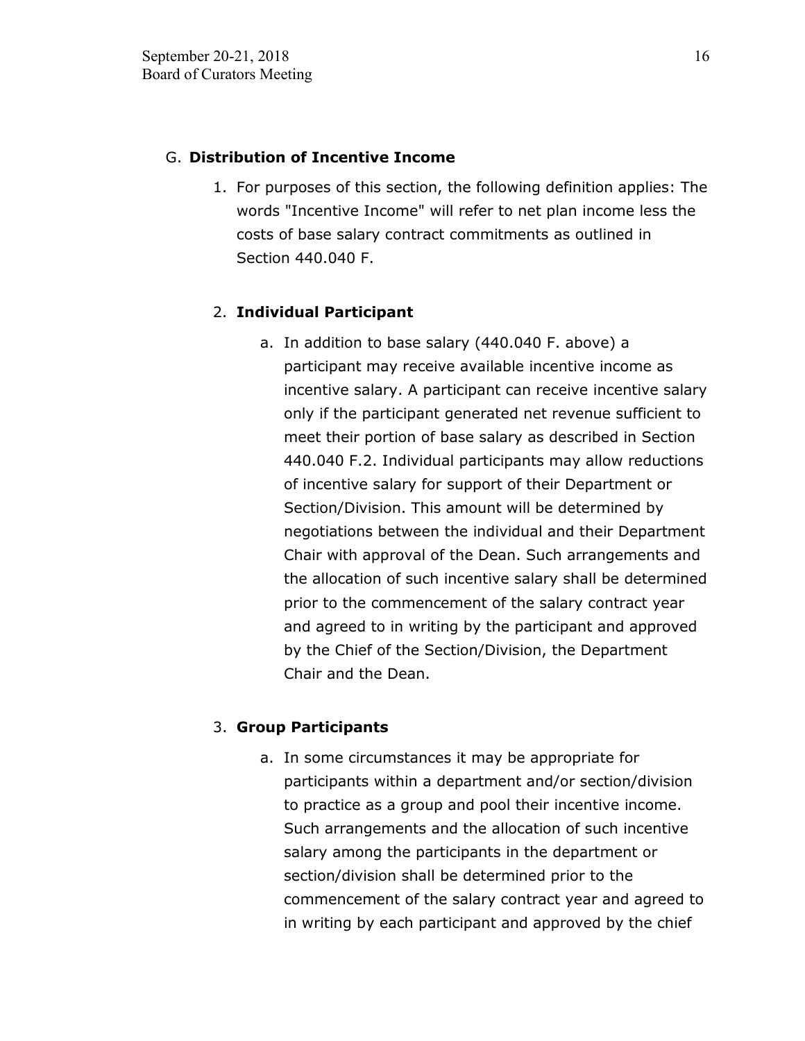G. **Distribution of Incentive Income**

1. For purposes of this section, the following definition applies: The words "Incentive Income" will refer to net plan income less the costs of base salary contract commitments as outlined in Section 440.040 F.

2. **Individual Participant**

    a. In addition to base salary (440.040 F. above) a participant may receive available incentive income as incentive salary. A participant can receive incentive salary only if the participant generated net revenue sufficient to meet their portion of base salary as described in Section 440.040 F.2. Individual participants may allow reductions of incentive salary for support of their Department or Section/Division. This amount will be determined by negotiations between the individual and their Department Chair with approval of the Dean. Such arrangements and the allocation of such incentive salary shall be determined prior to the commencement of the salary contract year and agreed to in writing by the participant and approved by the Chief of the Section/Division, the Department Chair and the Dean.

3. **Group Participants**

    a. In some circumstances it may be appropriate for participants within a department and/or section/division to practice as a group and pool their incentive income. Such arrangements and the allocation of such incentive salary among the participants in the department or section/division shall be determined prior to the commencement of the salary contract year and agreed to in writing by each participant and approved by the chief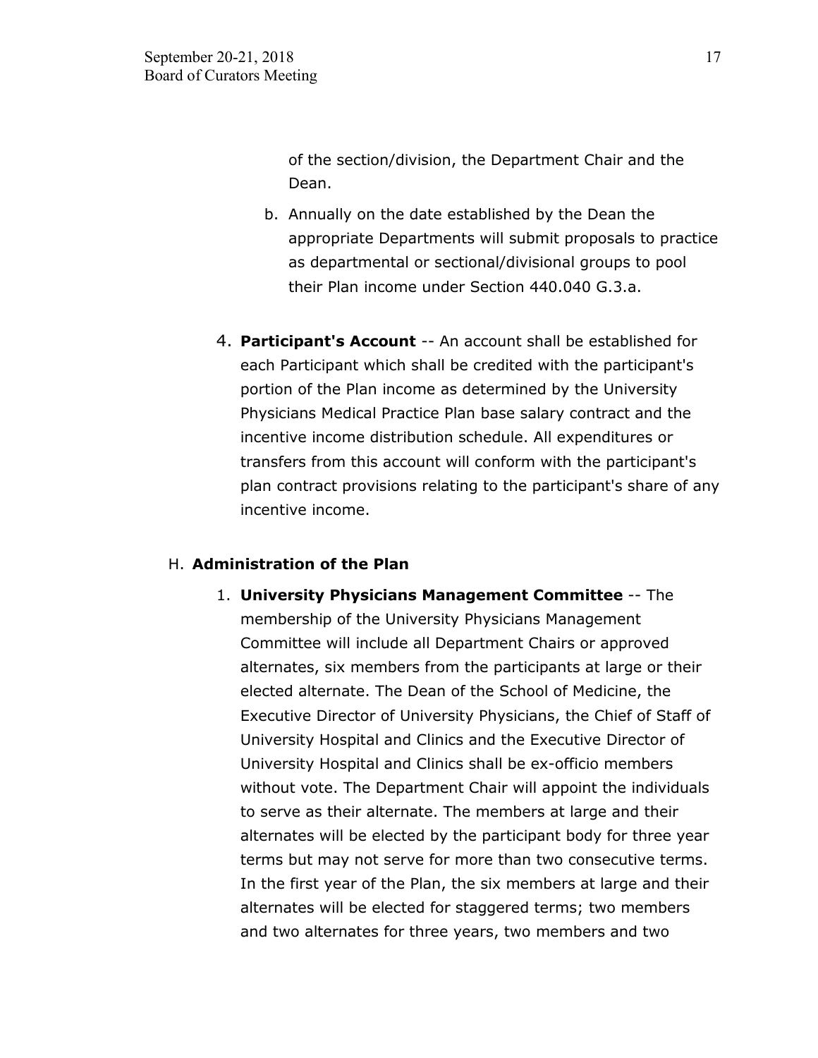of the section/division, the Department Chair and the Dean.

b. Annually on the date established by the Dean the appropriate Departments will submit proposals to practice as departmental or sectional/divisional groups to pool their Plan income under Section 440.040 G.3.a.

4. **Participant's Account** -- An account shall be established for each Participant which shall be credited with the participant's portion of the Plan income as determined by the University Physicians Medical Practice Plan base salary contract and the incentive income distribution schedule. All expenditures or transfers from this account will conform with the participant's plan contract provisions relating to the participant's share of any incentive income.

H. **Administration of the Plan**

1. **University Physicians Management Committee** -- The membership of the University Physicians Management Committee will include all Department Chairs or approved alternates, six members from the participants at large or their elected alternate. The Dean of the School of Medicine, the Executive Director of University Physicians, the Chief of Staff of University Hospital and Clinics and the Executive Director of University Hospital and Clinics shall be ex-officio members without vote. The Department Chair will appoint the individuals to serve as their alternate. The members at large and their alternates will be elected by the participant body for three year terms but may not serve for more than two consecutive terms. In the first year of the Plan, the six members at large and their alternates will be elected for staggered terms; two members and two alternates for three years, two members and two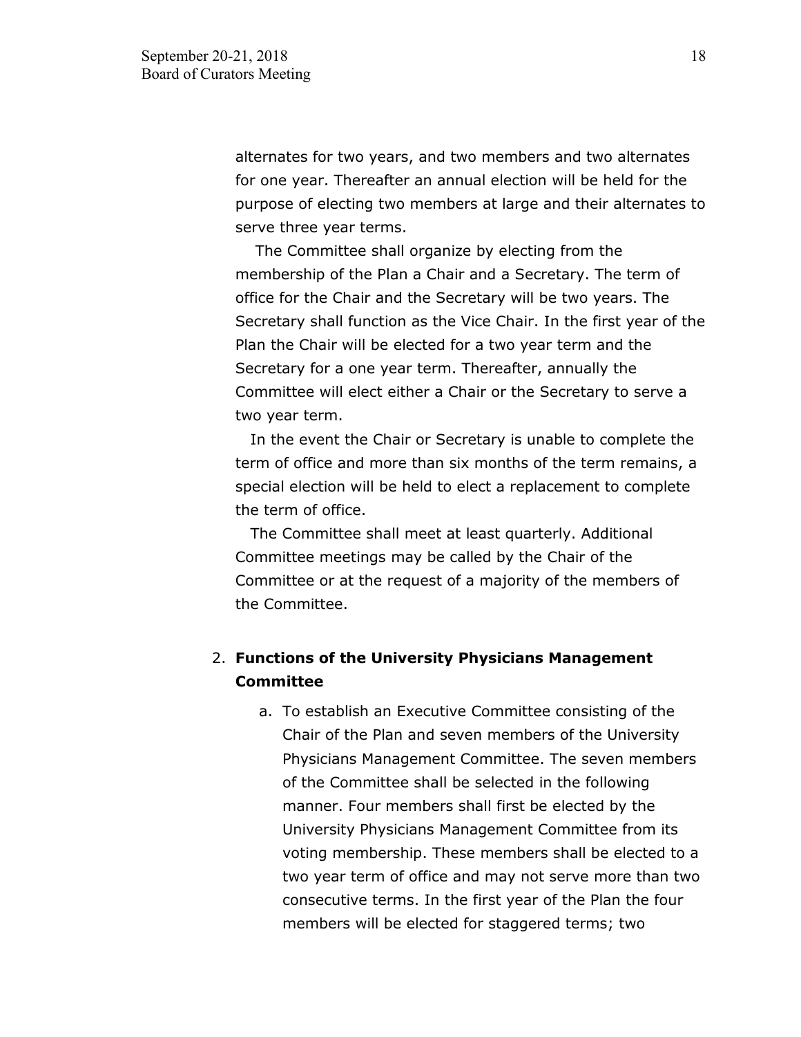alternates for two years, and two members and two alternates for one year. Thereafter an annual election will be held for the purpose of electing two members at large and their alternates to serve three year terms.

The Committee shall organize by electing from the membership of the Plan a Chair and a Secretary. The term of office for the Chair and the Secretary will be two years. The Secretary shall function as the Vice Chair. In the first year of the Plan the Chair will be elected for a two year term and the Secretary for a one year term. Thereafter, annually the Committee will elect either a Chair or the Secretary to serve a two year term.

In the event the Chair or Secretary is unable to complete the term of office and more than six months of the term remains, a special election will be held to elect a replacement to complete the term of office.

The Committee shall meet at least quarterly. Additional Committee meetings may be called by the Chair of the Committee or at the request of a majority of the members of the Committee.

2. **Functions of the University Physicians Management Committee**

   a. To establish an Executive Committee consisting of the Chair of the Plan and seven members of the University Physicians Management Committee. The seven members of the Committee shall be selected in the following manner. Four members shall first be elected by the University Physicians Management Committee from its voting membership. These members shall be elected to a two year term of office and may not serve more than two consecutive terms. In the first year of the Plan the four members will be elected for staggered terms; two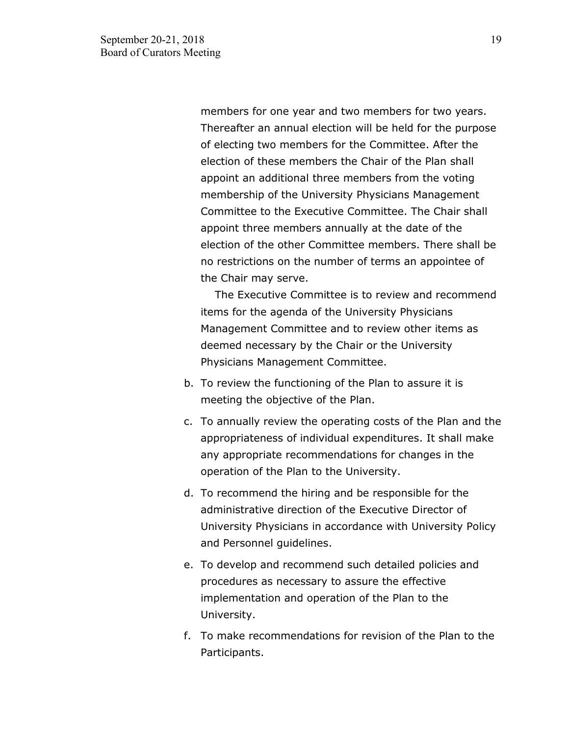members for one year and two members for two years. Thereafter an annual election will be held for the purpose of electing two members for the Committee. After the election of these members the Chair of the Plan shall appoint an additional three members from the voting membership of the University Physicians Management Committee to the Executive Committee. The Chair shall appoint three members annually at the date of the election of the other Committee members. There shall be no restrictions on the number of terms an appointee of the Chair may serve.

The Executive Committee is to review and recommend items for the agenda of the University Physicians Management Committee and to review other items as deemed necessary by the Chair or the University Physicians Management Committee.

b. To review the functioning of the Plan to assure it is meeting the objective of the Plan.

c. To annually review the operating costs of the Plan and the appropriateness of individual expenditures. It shall make any appropriate recommendations for changes in the operation of the Plan to the University.

d. To recommend the hiring and be responsible for the administrative direction of the Executive Director of University Physicians in accordance with University Policy and Personnel guidelines.

e. To develop and recommend such detailed policies and procedures as necessary to assure the effective implementation and operation of the Plan to the University.

f. To make recommendations for revision of the Plan to the Participants.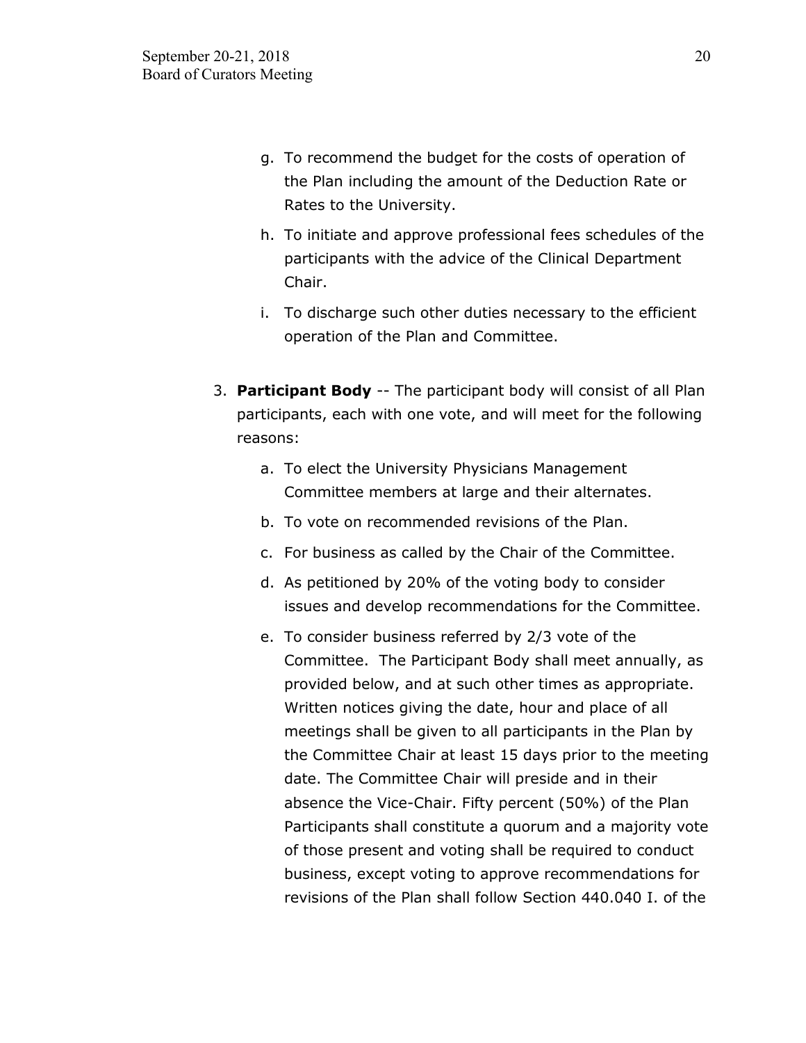g. To recommend the budget for the costs of operation of the Plan including the amount of the Deduction Rate or Rates to the University.

h. To initiate and approve professional fees schedules of the participants with the advice of the Clinical Department Chair.

i. To discharge such other duties necessary to the efficient operation of the Plan and Committee.

3. **Participant Body** -- The participant body will consist of all Plan participants, each with one vote, and will meet for the following reasons:

   a. To elect the University Physicians Management Committee members at large and their alternates.

   b. To vote on recommended revisions of the Plan.

   c. For business as called by the Chair of the Committee.

   d. As petitioned by 20% of the voting body to consider issues and develop recommendations for the Committee.

   e. To consider business referred by 2/3 vote of the Committee. The Participant Body shall meet annually, as provided below, and at such other times as appropriate. Written notices giving the date, hour and place of all meetings shall be given to all participants in the Plan by the Committee Chair at least 15 days prior to the meeting date. The Committee Chair will preside and in their absence the Vice-Chair. Fifty percent (50%) of the Plan Participants shall constitute a quorum and a majority vote of those present and voting shall be required to conduct business, except voting to approve recommendations for revisions of the Plan shall follow Section 440.040 I. of the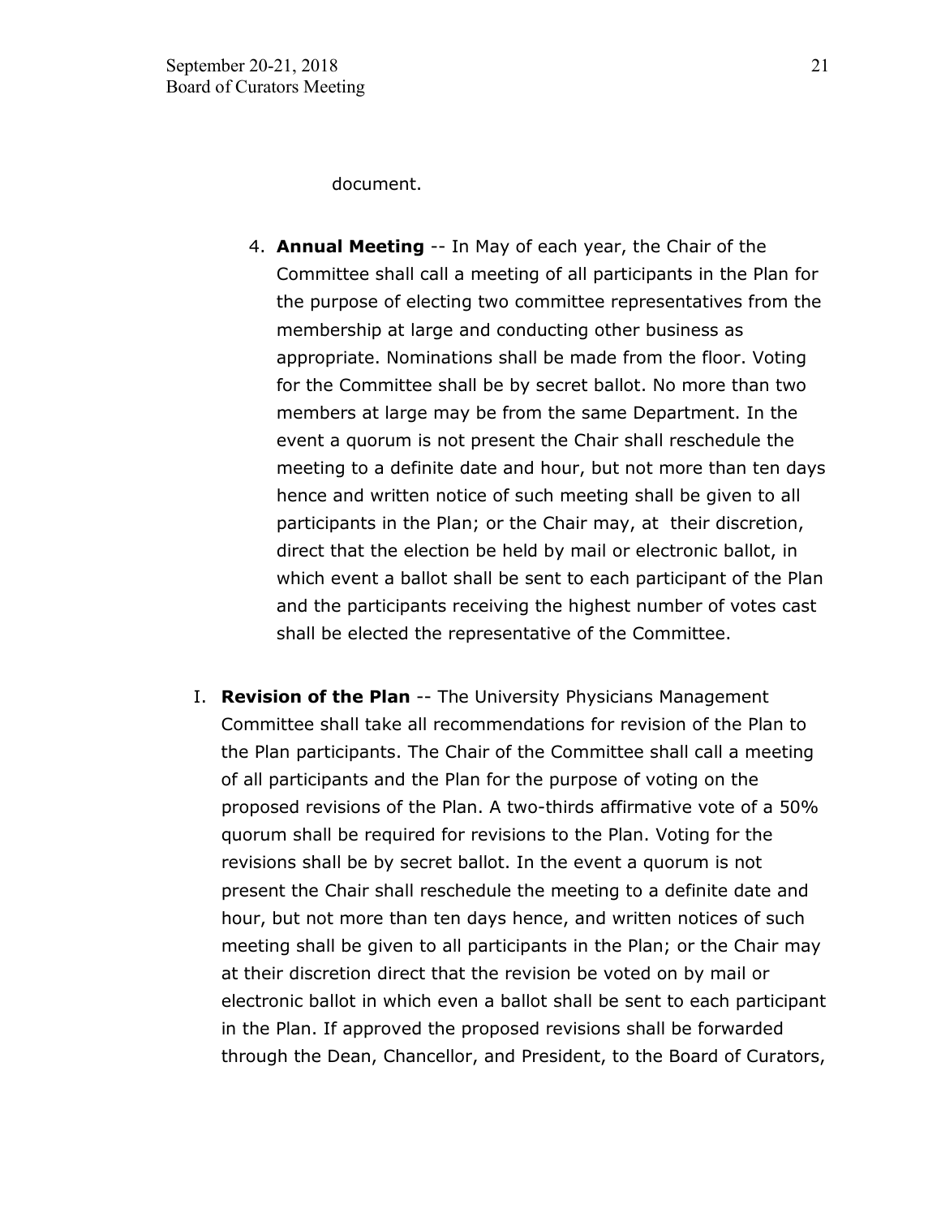document.

4. **Annual Meeting** -- In May of each year, the Chair of the Committee shall call a meeting of all participants in the Plan for the purpose of electing two committee representatives from the membership at large and conducting other business as appropriate. Nominations shall be made from the floor. Voting for the Committee shall be by secret ballot. No more than two members at large may be from the same Department. In the event a quorum is not present the Chair shall reschedule the meeting to a definite date and hour, but not more than ten days hence and written notice of such meeting shall be given to all participants in the Plan; or the Chair may, at their discretion, direct that the election be held by mail or electronic ballot, in which event a ballot shall be sent to each participant of the Plan and the participants receiving the highest number of votes cast shall be elected the representative of the Committee.

I. **Revision of the Plan** -- The University Physicians Management Committee shall take all recommendations for revision of the Plan to the Plan participants. The Chair of the Committee shall call a meeting of all participants and the Plan for the purpose of voting on the proposed revisions of the Plan. A two-thirds affirmative vote of a 50% quorum shall be required for revisions to the Plan. Voting for the revisions shall be by secret ballot. In the event a quorum is not present the Chair shall reschedule the meeting to a definite date and hour, but not more than ten days hence, and written notices of such meeting shall be given to all participants in the Plan; or the Chair may at their discretion direct that the revision be voted on by mail or electronic ballot in which even a ballot shall be sent to each participant in the Plan. If approved the proposed revisions shall be forwarded through the Dean, Chancellor, and President, to the Board of Curators,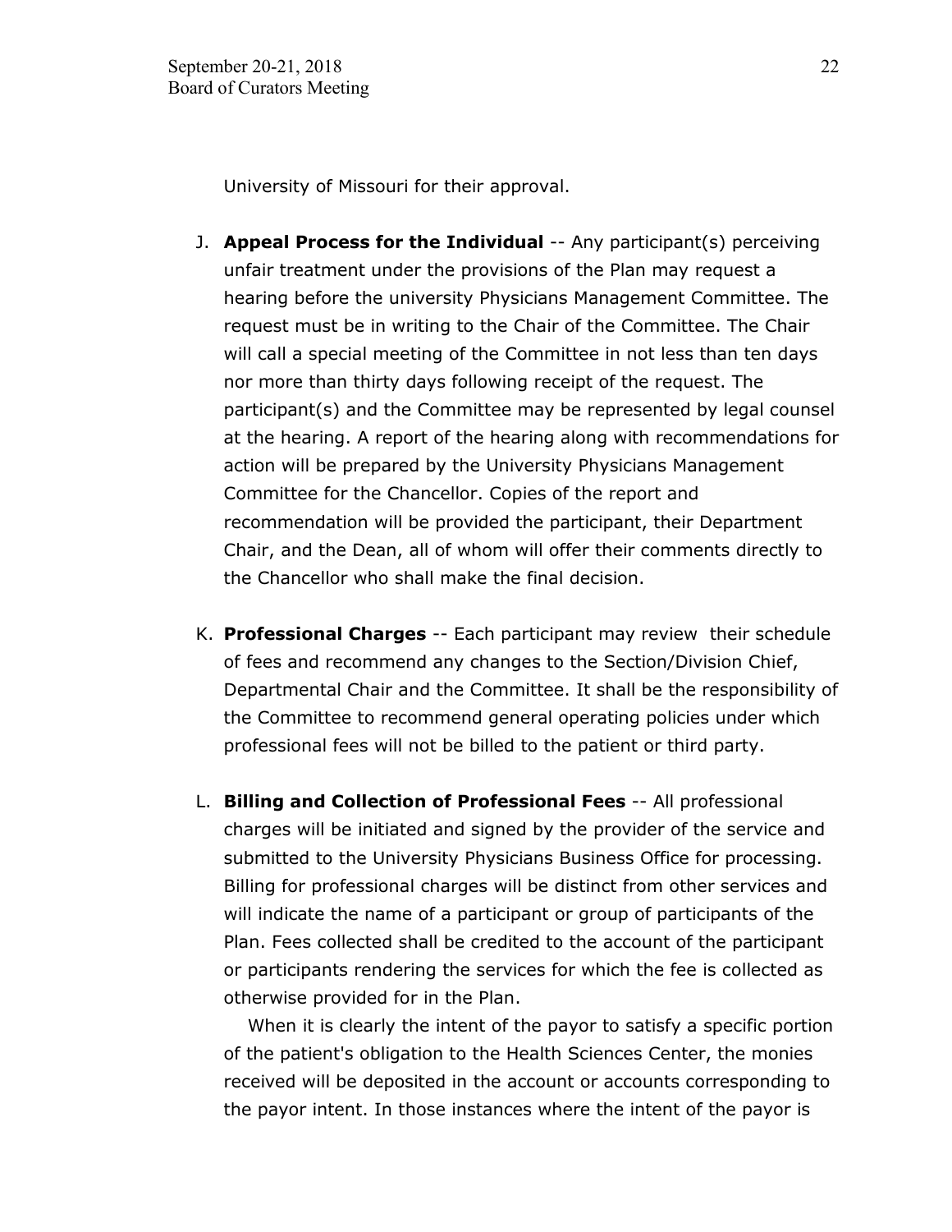University of Missouri for their approval.

J. **Appeal Process for the Individual** -- Any participant(s) perceiving unfair treatment under the provisions of the Plan may request a hearing before the university Physicians Management Committee. The request must be in writing to the Chair of the Committee. The Chair will call a special meeting of the Committee in not less than ten days nor more than thirty days following receipt of the request. The participant(s) and the Committee may be represented by legal counsel at the hearing. A report of the hearing along with recommendations for action will be prepared by the University Physicians Management Committee for the Chancellor. Copies of the report and recommendation will be provided the participant, their Department Chair, and the Dean, all of whom will offer their comments directly to the Chancellor who shall make the final decision.

K. **Professional Charges** -- Each participant may review their schedule of fees and recommend any changes to the Section/Division Chief, Departmental Chair and the Committee. It shall be the responsibility of the Committee to recommend general operating policies under which professional fees will not be billed to the patient or third party.

L. **Billing and Collection of Professional Fees** -- All professional charges will be initiated and signed by the provider of the service and submitted to the University Physicians Business Office for processing. Billing for professional charges will be distinct from other services and will indicate the name of a participant or group of participants of the Plan. Fees collected shall be credited to the account of the participant or participants rendering the services for which the fee is collected as otherwise provided for in the Plan.

   When it is clearly the intent of the payor to satisfy a specific portion of the patient's obligation to the Health Sciences Center, the monies received will be deposited in the account or accounts corresponding to the payor intent. In those instances where the intent of the payor is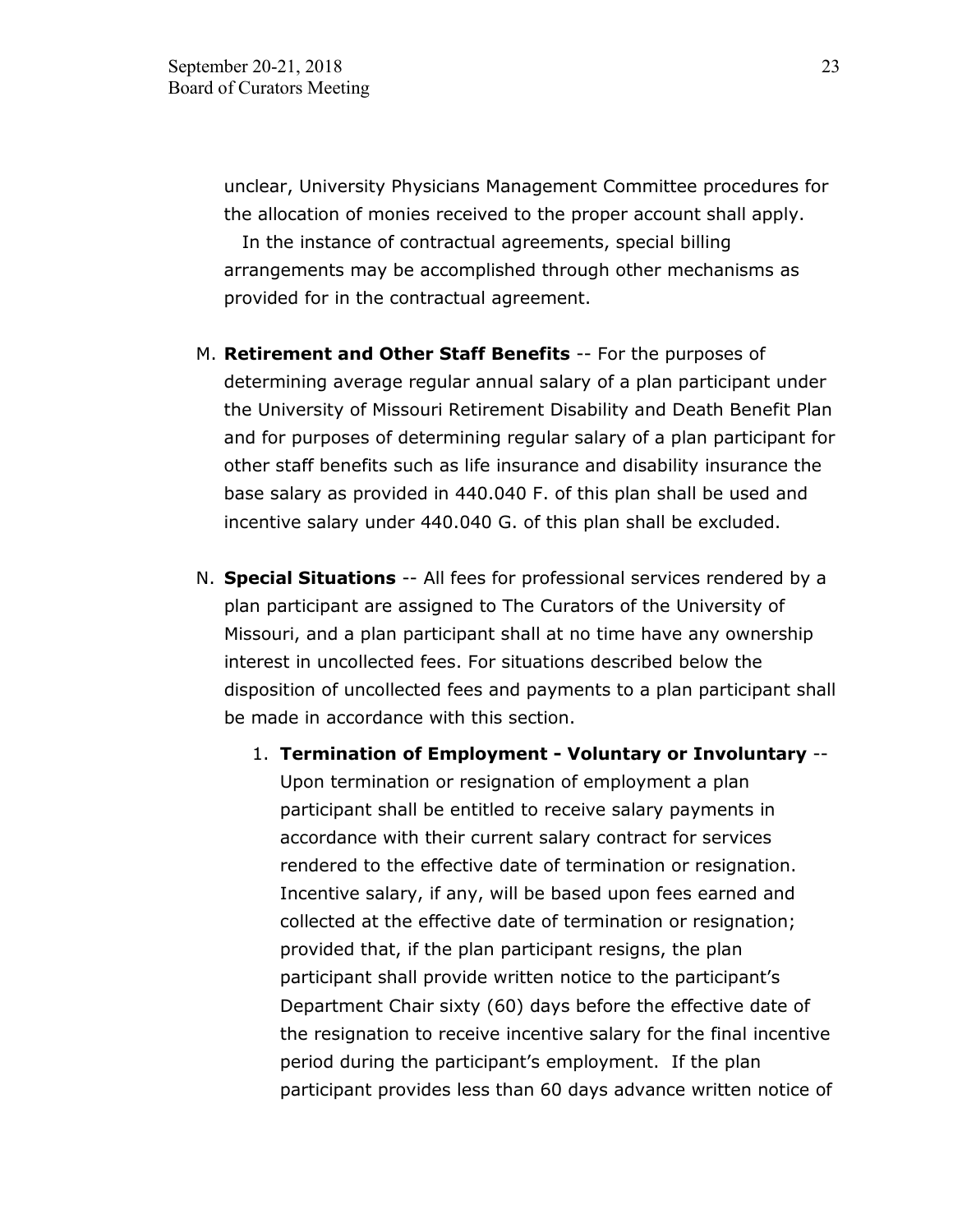unclear, University Physicians Management Committee procedures for the allocation of monies received to the proper account shall apply.

In the instance of contractual agreements, special billing arrangements may be accomplished through other mechanisms as provided for in the contractual agreement.

M. **Retirement and Other Staff Benefits** -- For the purposes of determining average regular annual salary of a plan participant under the University of Missouri Retirement Disability and Death Benefit Plan and for purposes of determining regular salary of a plan participant for other staff benefits such as life insurance and disability insurance the base salary as provided in 440.040 F. of this plan shall be used and incentive salary under 440.040 G. of this plan shall be excluded.

N. **Special Situations** -- All fees for professional services rendered by a plan participant are assigned to The Curators of the University of Missouri, and a plan participant shall at no time have any ownership interest in uncollected fees. For situations described below the disposition of uncollected fees and payments to a plan participant shall be made in accordance with this section.

   1. **Termination of Employment - Voluntary or Involuntary** -- Upon termination or resignation of employment a plan participant shall be entitled to receive salary payments in accordance with their current salary contract for services rendered to the effective date of termination or resignation. Incentive salary, if any, will be based upon fees earned and collected at the effective date of termination or resignation; provided that, if the plan participant resigns, the plan participant shall provide written notice to the participant's Department Chair sixty (60) days before the effective date of the resignation to receive incentive salary for the final incentive period during the participant's employment. If the plan participant provides less than 60 days advance written notice of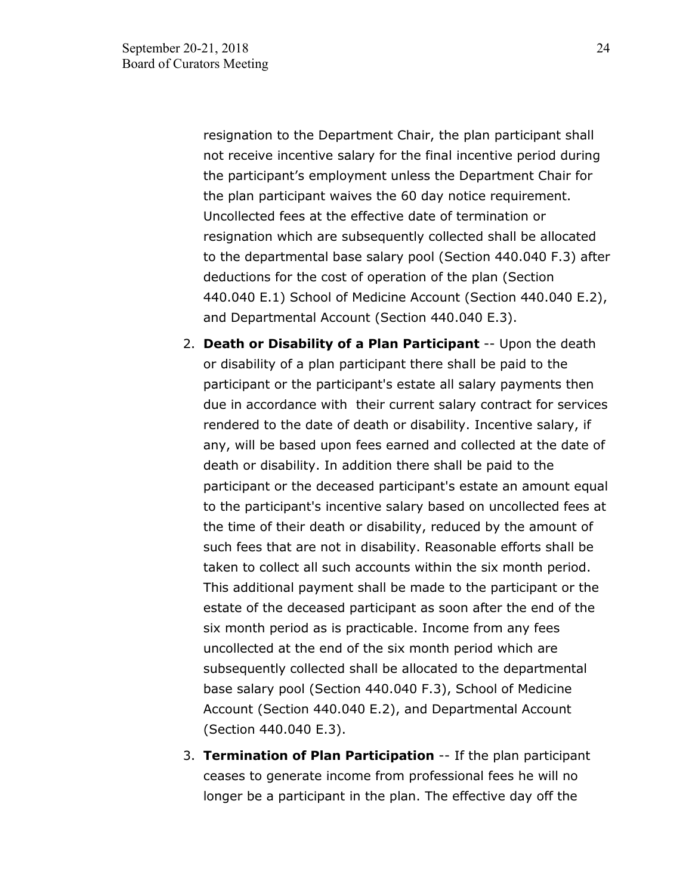resignation to the Department Chair, the plan participant shall not receive incentive salary for the final incentive period during the participant's employment unless the Department Chair for the plan participant waives the 60 day notice requirement. Uncollected fees at the effective date of termination or resignation which are subsequently collected shall be allocated to the departmental base salary pool (Section 440.040 F.3) after deductions for the cost of operation of the plan (Section 440.040 E.1) School of Medicine Account (Section 440.040 E.2), and Departmental Account (Section 440.040 E.3).

2. **Death or Disability of a Plan Participant** -- Upon the death or disability of a plan participant there shall be paid to the participant or the participant's estate all salary payments then due in accordance with their current salary contract for services rendered to the date of death or disability. Incentive salary, if any, will be based upon fees earned and collected at the date of death or disability. In addition there shall be paid to the participant or the deceased participant's estate an amount equal to the participant's incentive salary based on uncollected fees at the time of their death or disability, reduced by the amount of such fees that are not in disability. Reasonable efforts shall be taken to collect all such accounts within the six month period. This additional payment shall be made to the participant or the estate of the deceased participant as soon after the end of the six month period as is practicable. Income from any fees uncollected at the end of the six month period which are subsequently collected shall be allocated to the departmental base salary pool (Section 440.040 F.3), School of Medicine Account (Section 440.040 E.2), and Departmental Account (Section 440.040 E.3).

3. **Termination of Plan Participation** -- If the plan participant ceases to generate income from professional fees he will no longer be a participant in the plan. The effective day off the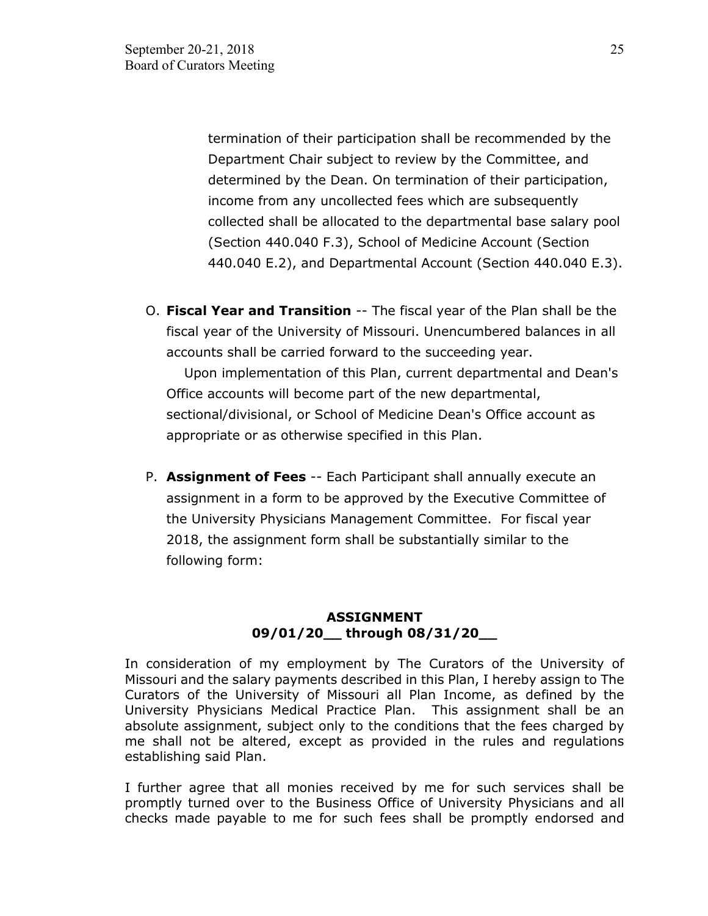termination of their participation shall be recommended by the Department Chair subject to review by the Committee, and determined by the Dean. On termination of their participation, income from any uncollected fees which are subsequently collected shall be allocated to the departmental base salary pool (Section 440.040 F.3), School of Medicine Account (Section 440.040 E.2), and Departmental Account (Section 440.040 E.3).

O. **Fiscal Year and Transition** -- The fiscal year of the Plan shall be the fiscal year of the University of Missouri. Unencumbered balances in all accounts shall be carried forward to the succeeding year.

   Upon implementation of this Plan, current departmental and Dean's Office accounts will become part of the new departmental, sectional/divisional, or School of Medicine Dean's Office account as appropriate or as otherwise specified in this Plan.

P. **Assignment of Fees** -- Each Participant shall annually execute an assignment in a form to be approved by the Executive Committee of the University Physicians Management Committee. For fiscal year 2018, the assignment form shall be substantially similar to the following form:

**ASSIGNMENT**
**09/01/20__ through 08/31/20__**

In consideration of my employment by The Curators of the University of Missouri and the salary payments described in this Plan, I hereby assign to The Curators of the University of Missouri all Plan Income, as defined by the University Physicians Medical Practice Plan. This assignment shall be an absolute assignment, subject only to the conditions that the fees charged by me shall not be altered, except as provided in the rules and regulations establishing said Plan.

I further agree that all monies received by me for such services shall be promptly turned over to the Business Office of University Physicians and all checks made payable to me for such fees shall be promptly endorsed and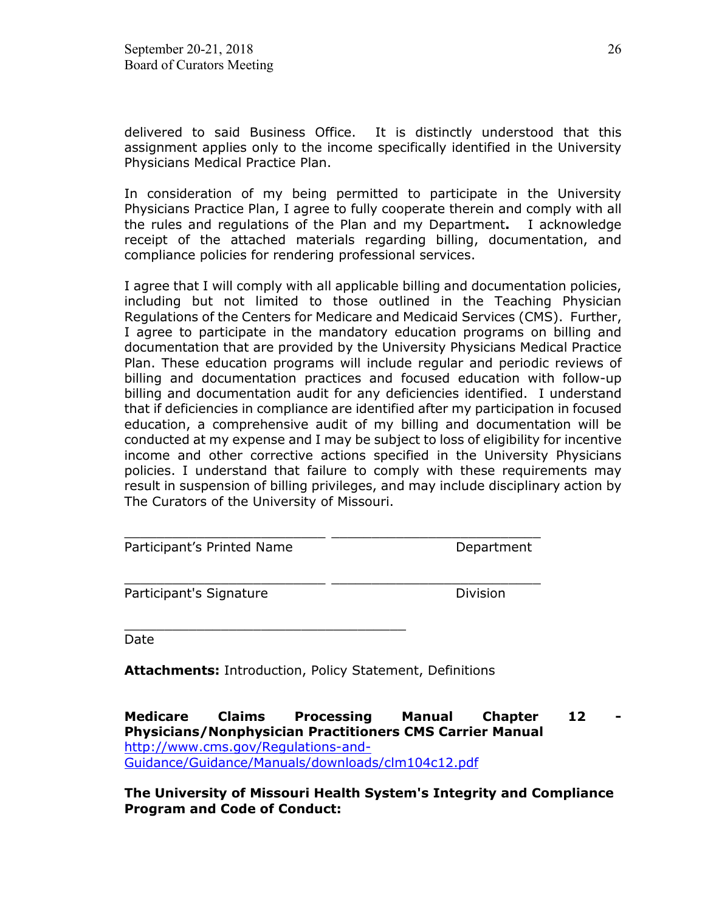delivered to said Business Office. It is distinctly understood that this assignment applies only to the income specifically identified in the University Physicians Medical Practice Plan.

In consideration of my being permitted to participate in the University Physicians Practice Plan, I agree to fully cooperate therein and comply with all the rules and regulations of the Plan and my Department**.** I acknowledge receipt of the attached materials regarding billing, documentation, and compliance policies for rendering professional services.

I agree that I will comply with all applicable billing and documentation policies, including but not limited to those outlined in the Teaching Physician Regulations of the Centers for Medicare and Medicaid Services (CMS). Further, I agree to participate in the mandatory education programs on billing and documentation that are provided by the University Physicians Medical Practice Plan. These education programs will include regular and periodic reviews of billing and documentation practices and focused education with follow-up billing and documentation audit for any deficiencies identified. I understand that if deficiencies in compliance are identified after my participation in focused education, a comprehensive audit of my billing and documentation will be conducted at my expense and I may be subject to loss of eligibility for incentive income and other corrective actions specified in the University Physicians policies. I understand that failure to comply with these requirements may result in suspension of billing privileges, and may include disciplinary action by The Curators of the University of Missouri.

\_\_\_\_\_\_\_\_\_\_\_\_\_\_\_\_\_\_\_\_\_\_\_\_\_\_ \_\_\_\_\_\_\_\_\_\_\_\_\_\_\_\_\_\_\_\_\_\_\_\_\_\_\_
Participant's Printed Name Department

\_\_\_\_\_\_\_\_\_\_\_\_\_\_\_\_\_\_\_\_\_\_\_\_\_\_ \_\_\_\_\_\_\_\_\_\_\_\_\_\_\_\_\_\_\_\_\_\_\_\_\_\_\_
Participant's Signature Division

\_\_\_\_\_\_\_\_\_\_\_\_\_\_\_\_\_\_\_\_\_\_\_\_\_\_\_\_\_\_\_\_\_\_\_\_
Date

**Attachments:** Introduction, Policy Statement, Definitions

**Medicare Claims Processing Manual Chapter 12 - Physicians/Nonphysician Practitioners CMS Carrier Manual**
http://www.cms.gov/Regulations-and-Guidance/Guidance/Manuals/downloads/clm104c12.pdf

**The University of Missouri Health System's Integrity and Compliance Program and Code of Conduct:**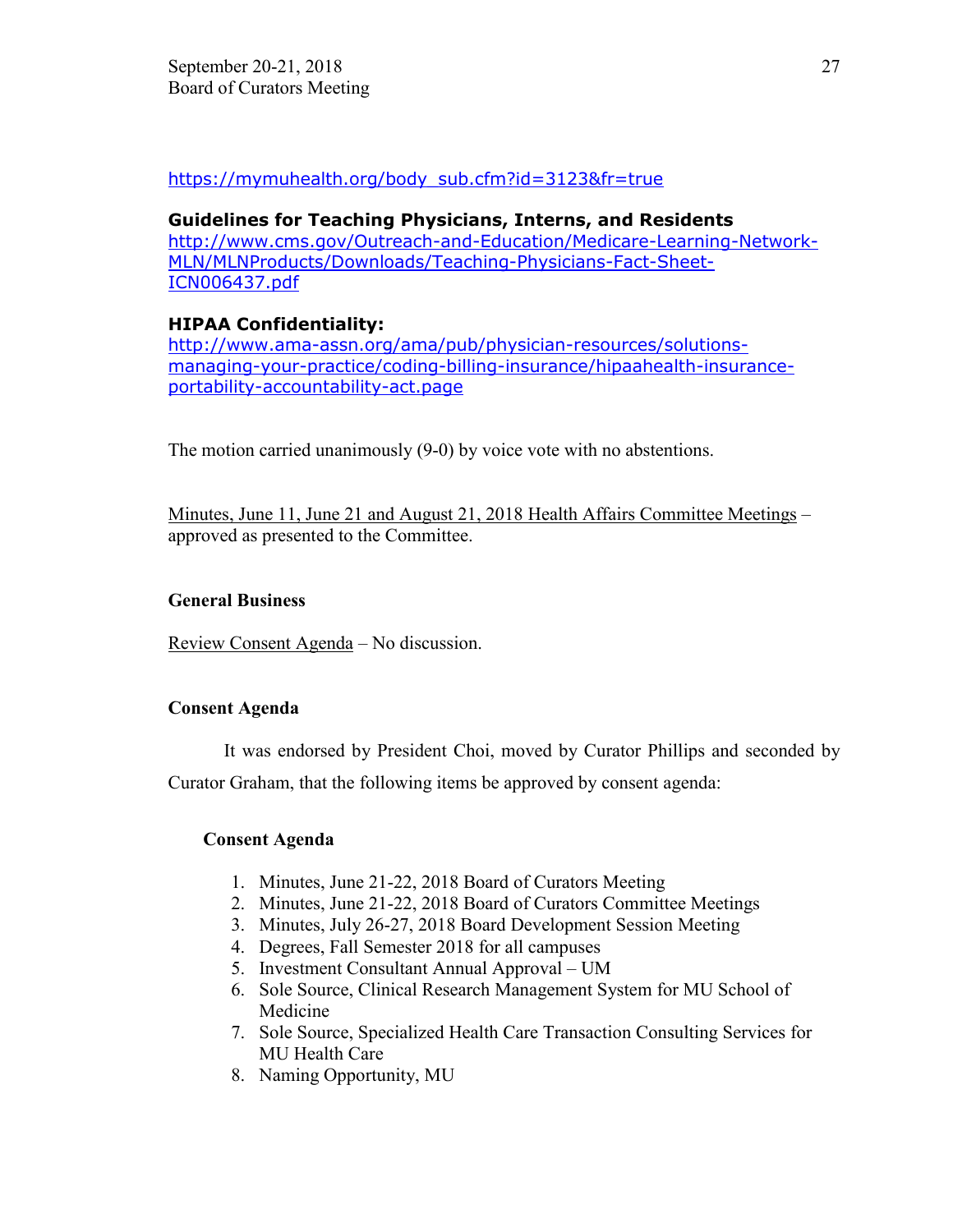https://mymuhealth.org/body_sub.cfm?id=3123&fr=true

**Guidelines for Teaching Physicians, Interns, and Residents**
http://www.cms.gov/Outreach-and-Education/Medicare-Learning-Network-MLN/MLNProducts/Downloads/Teaching-Physicians-Fact-Sheet-ICN006437.pdf

**HIPAA Confidentiality:**
http://www.ama-assn.org/ama/pub/physician-resources/solutions-managing-your-practice/coding-billing-insurance/hipaahealth-insurance-portability-accountability-act.page

The motion carried unanimously (9-0) by voice vote with no abstentions.

Minutes, June 11, June 21 and August 21, 2018 Health Affairs Committee Meetings – approved as presented to the Committee.

**General Business**

Review Consent Agenda – No discussion.

**Consent Agenda**

It was endorsed by President Choi, moved by Curator Phillips and seconded by Curator Graham, that the following items be approved by consent agenda:

**Consent Agenda**

1. Minutes, June 21-22, 2018 Board of Curators Meeting
2. Minutes, June 21-22, 2018 Board of Curators Committee Meetings
3. Minutes, July 26-27, 2018 Board Development Session Meeting
4. Degrees, Fall Semester 2018 for all campuses
5. Investment Consultant Annual Approval – UM
6. Sole Source, Clinical Research Management System for MU School of Medicine
7. Sole Source, Specialized Health Care Transaction Consulting Services for MU Health Care
8. Naming Opportunity, MU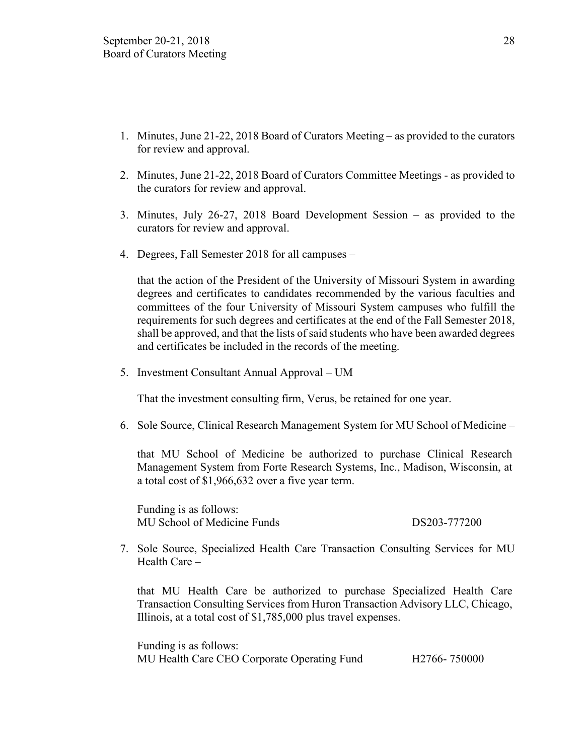1. Minutes, June 21-22, 2018 Board of Curators Meeting – as provided to the curators for review and approval.

2. Minutes, June 21-22, 2018 Board of Curators Committee Meetings - as provided to the curators for review and approval.

3. Minutes, July 26-27, 2018 Board Development Session – as provided to the curators for review and approval.

4. Degrees, Fall Semester 2018 for all campuses –

   that the action of the President of the University of Missouri System in awarding degrees and certificates to candidates recommended by the various faculties and committees of the four University of Missouri System campuses who fulfill the requirements for such degrees and certificates at the end of the Fall Semester 2018, shall be approved, and that the lists of said students who have been awarded degrees and certificates be included in the records of the meeting.

5. Investment Consultant Annual Approval – UM

   That the investment consulting firm, Verus, be retained for one year.

6. Sole Source, Clinical Research Management System for MU School of Medicine –

   that MU School of Medicine be authorized to purchase Clinical Research Management System from Forte Research Systems, Inc., Madison, Wisconsin, at a total cost of $1,966,632 over a five year term.

   Funding is as follows:
   MU School of Medicine Funds DS203-777200

7. Sole Source, Specialized Health Care Transaction Consulting Services for MU Health Care –

   that MU Health Care be authorized to purchase Specialized Health Care Transaction Consulting Services from Huron Transaction Advisory LLC, Chicago, Illinois, at a total cost of $1,785,000 plus travel expenses.

   Funding is as follows:
   MU Health Care CEO Corporate Operating Fund H2766- 750000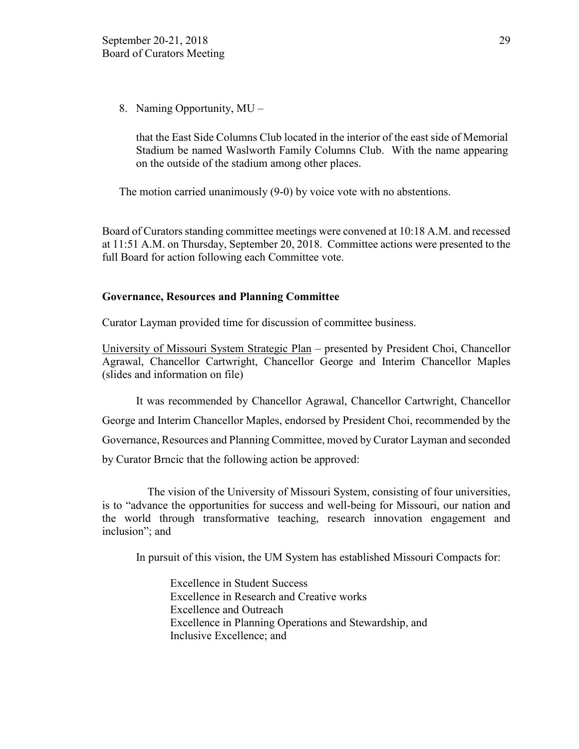8. Naming Opportunity, MU –

   that the East Side Columns Club located in the interior of the east side of Memorial Stadium be named Waslworth Family Columns Club. With the name appearing on the outside of the stadium among other places.

The motion carried unanimously (9-0) by voice vote with no abstentions.

Board of Curators standing committee meetings were convened at 10:18 A.M. and recessed at 11:51 A.M. on Thursday, September 20, 2018. Committee actions were presented to the full Board for action following each Committee vote.

**Governance, Resources and Planning Committee**

Curator Layman provided time for discussion of committee business.

University of Missouri System Strategic Plan – presented by President Choi, Chancellor Agrawal, Chancellor Cartwright, Chancellor George and Interim Chancellor Maples (slides and information on file)

It was recommended by Chancellor Agrawal, Chancellor Cartwright, Chancellor George and Interim Chancellor Maples, endorsed by President Choi, recommended by the Governance, Resources and Planning Committee, moved by Curator Layman and seconded by Curator Brncic that the following action be approved:

The vision of the University of Missouri System, consisting of four universities, is to "advance the opportunities for success and well-being for Missouri, our nation and the world through transformative teaching, research innovation engagement and inclusion"; and

In pursuit of this vision, the UM System has established Missouri Compacts for:

> Excellence in Student Success
> Excellence in Research and Creative works
> Excellence and Outreach
> Excellence in Planning Operations and Stewardship, and
> Inclusive Excellence; and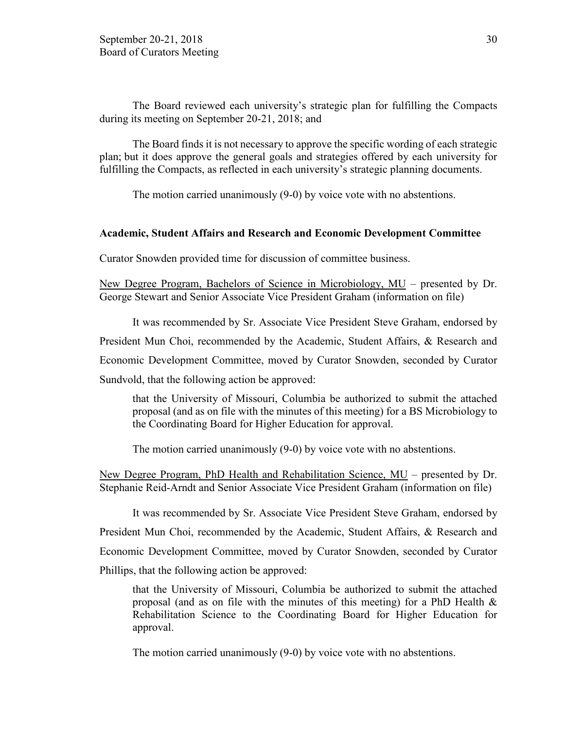The Board reviewed each university's strategic plan for fulfilling the Compacts during its meeting on September 20-21, 2018; and

The Board finds it is not necessary to approve the specific wording of each strategic plan; but it does approve the general goals and strategies offered by each university for fulfilling the Compacts, as reflected in each university's strategic planning documents.

The motion carried unanimously (9-0) by voice vote with no abstentions.

**Academic, Student Affairs and Research and Economic Development Committee**

Curator Snowden provided time for discussion of committee business.

New Degree Program, Bachelors of Science in Microbiology, MU – presented by Dr. George Stewart and Senior Associate Vice President Graham (information on file)

It was recommended by Sr. Associate Vice President Steve Graham, endorsed by President Mun Choi, recommended by the Academic, Student Affairs, & Research and Economic Development Committee, moved by Curator Snowden, seconded by Curator Sundvold, that the following action be approved:

> that the University of Missouri, Columbia be authorized to submit the attached proposal (and as on file with the minutes of this meeting) for a BS Microbiology to the Coordinating Board for Higher Education for approval.

The motion carried unanimously (9-0) by voice vote with no abstentions.

New Degree Program, PhD Health and Rehabilitation Science, MU – presented by Dr. Stephanie Reid-Arndt and Senior Associate Vice President Graham (information on file)

It was recommended by Sr. Associate Vice President Steve Graham, endorsed by President Mun Choi, recommended by the Academic, Student Affairs, & Research and Economic Development Committee, moved by Curator Snowden, seconded by Curator Phillips, that the following action be approved:

> that the University of Missouri, Columbia be authorized to submit the attached proposal (and as on file with the minutes of this meeting) for a PhD Health & Rehabilitation Science to the Coordinating Board for Higher Education for approval.

The motion carried unanimously (9-0) by voice vote with no abstentions.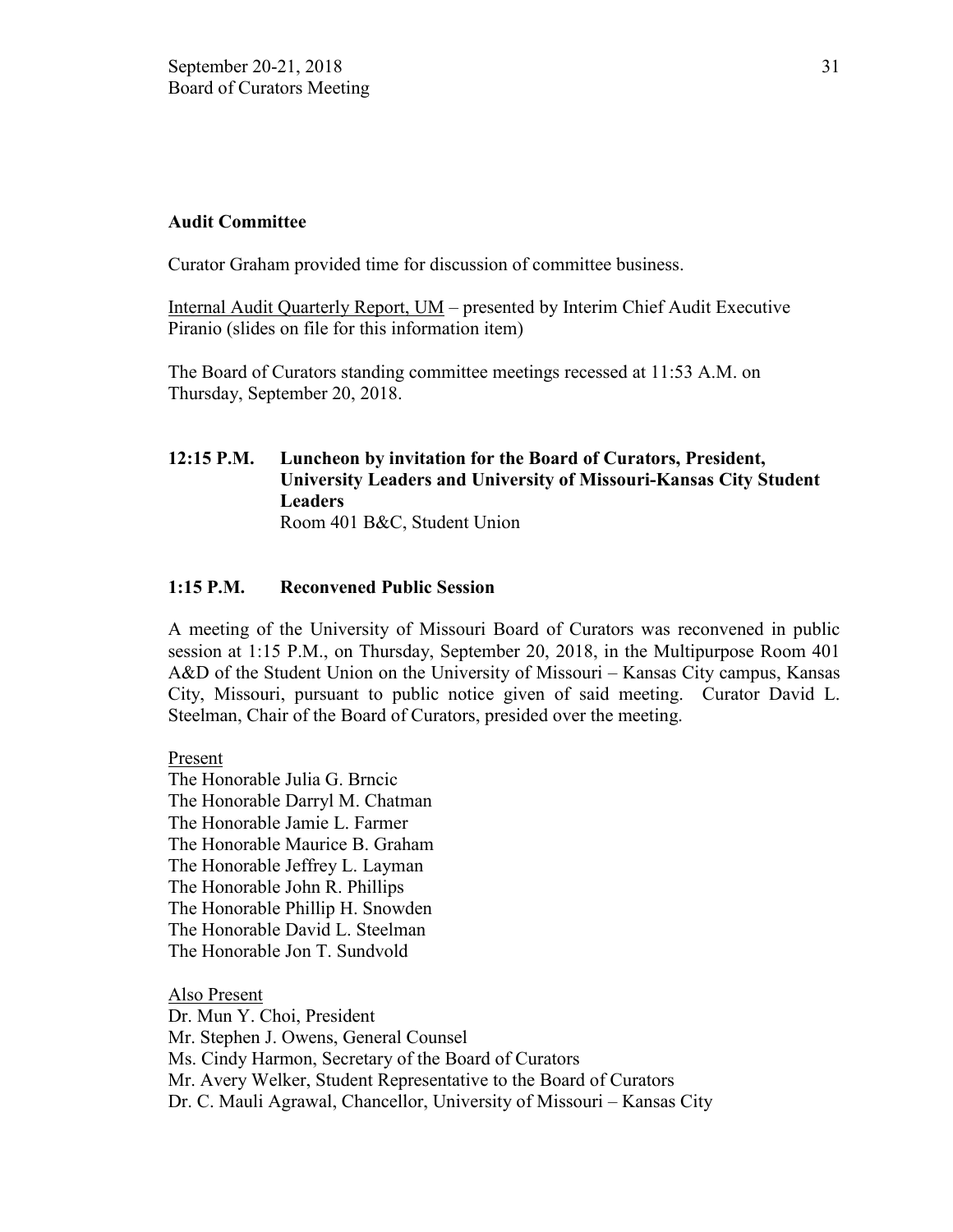**Audit Committee**

Curator Graham provided time for discussion of committee business.

Internal Audit Quarterly Report, UM – presented by Interim Chief Audit Executive Piranio (slides on file for this information item)

The Board of Curators standing committee meetings recessed at 11:53 A.M. on Thursday, September 20, 2018.

**12:15 P.M. Luncheon by invitation for the Board of Curators, President, University Leaders and University of Missouri-Kansas City Student Leaders**
Room 401 B&C, Student Union

**1:15 P.M. Reconvened Public Session**

A meeting of the University of Missouri Board of Curators was reconvened in public session at 1:15 P.M., on Thursday, September 20, 2018, in the Multipurpose Room 401 A&D of the Student Union on the University of Missouri – Kansas City campus, Kansas City, Missouri, pursuant to public notice given of said meeting. Curator David L. Steelman, Chair of the Board of Curators, presided over the meeting.

Present
The Honorable Julia G. Brncic
The Honorable Darryl M. Chatman
The Honorable Jamie L. Farmer
The Honorable Maurice B. Graham
The Honorable Jeffrey L. Layman
The Honorable John R. Phillips
The Honorable Phillip H. Snowden
The Honorable David L. Steelman
The Honorable Jon T. Sundvold

Also Present
Dr. Mun Y. Choi, President
Mr. Stephen J. Owens, General Counsel
Ms. Cindy Harmon, Secretary of the Board of Curators
Mr. Avery Welker, Student Representative to the Board of Curators
Dr. C. Mauli Agrawal, Chancellor, University of Missouri – Kansas City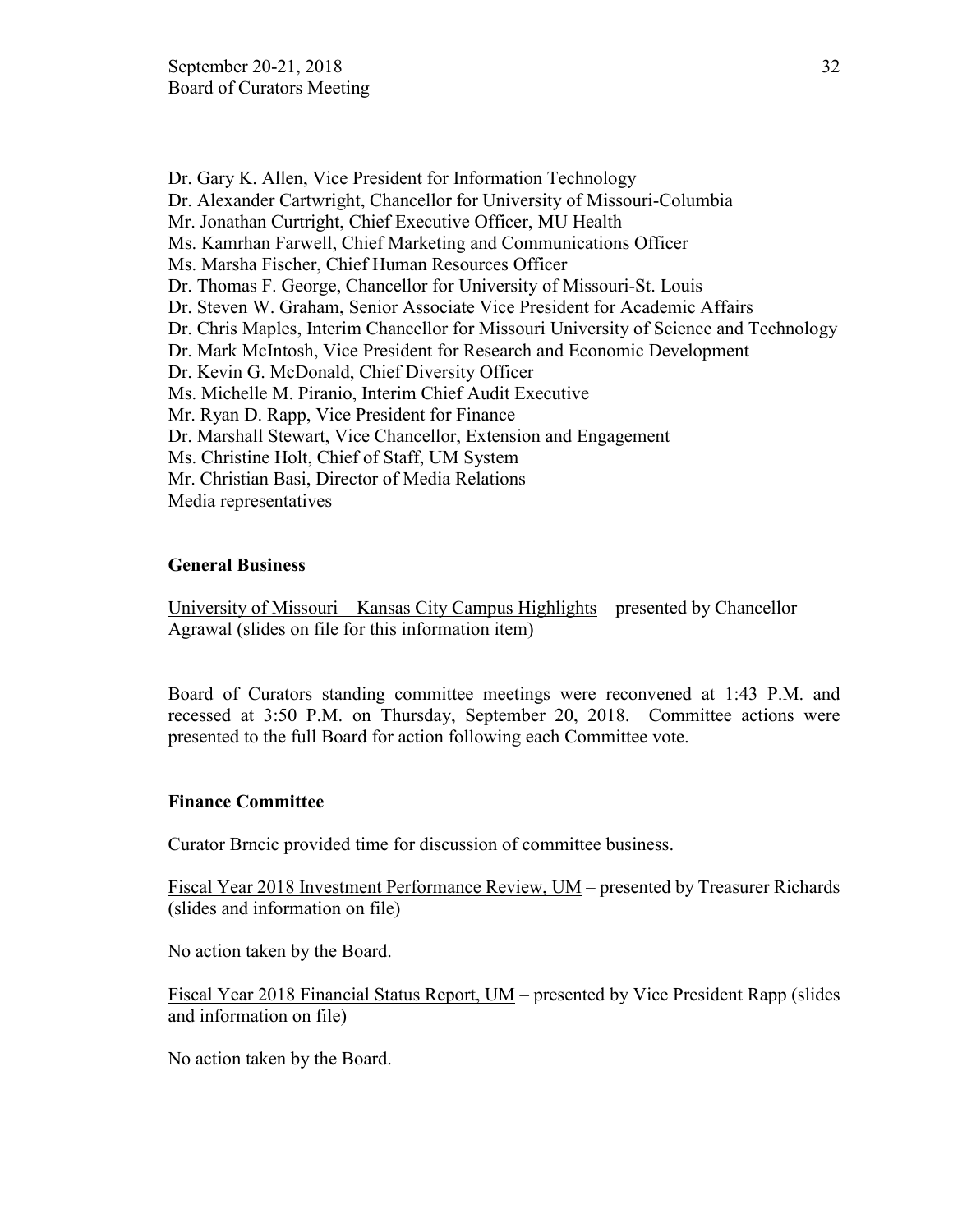Dr. Gary K. Allen, Vice President for Information Technology
Dr. Alexander Cartwright, Chancellor for University of Missouri-Columbia
Mr. Jonathan Curtright, Chief Executive Officer, MU Health
Ms. Kamrhan Farwell, Chief Marketing and Communications Officer
Ms. Marsha Fischer, Chief Human Resources Officer
Dr. Thomas F. George, Chancellor for University of Missouri-St. Louis
Dr. Steven W. Graham, Senior Associate Vice President for Academic Affairs
Dr. Chris Maples, Interim Chancellor for Missouri University of Science and Technology
Dr. Mark McIntosh, Vice President for Research and Economic Development
Dr. Kevin G. McDonald, Chief Diversity Officer
Ms. Michelle M. Piranio, Interim Chief Audit Executive
Mr. Ryan D. Rapp, Vice President for Finance
Dr. Marshall Stewart, Vice Chancellor, Extension and Engagement
Ms. Christine Holt, Chief of Staff, UM System
Mr. Christian Basi, Director of Media Relations
Media representatives

**General Business**

University of Missouri – Kansas City Campus Highlights – presented by Chancellor Agrawal (slides on file for this information item)

Board of Curators standing committee meetings were reconvened at 1:43 P.M. and recessed at 3:50 P.M. on Thursday, September 20, 2018. Committee actions were presented to the full Board for action following each Committee vote.

**Finance Committee**

Curator Brncic provided time for discussion of committee business.

Fiscal Year 2018 Investment Performance Review, UM – presented by Treasurer Richards (slides and information on file)

No action taken by the Board.

Fiscal Year 2018 Financial Status Report, UM – presented by Vice President Rapp (slides and information on file)

No action taken by the Board.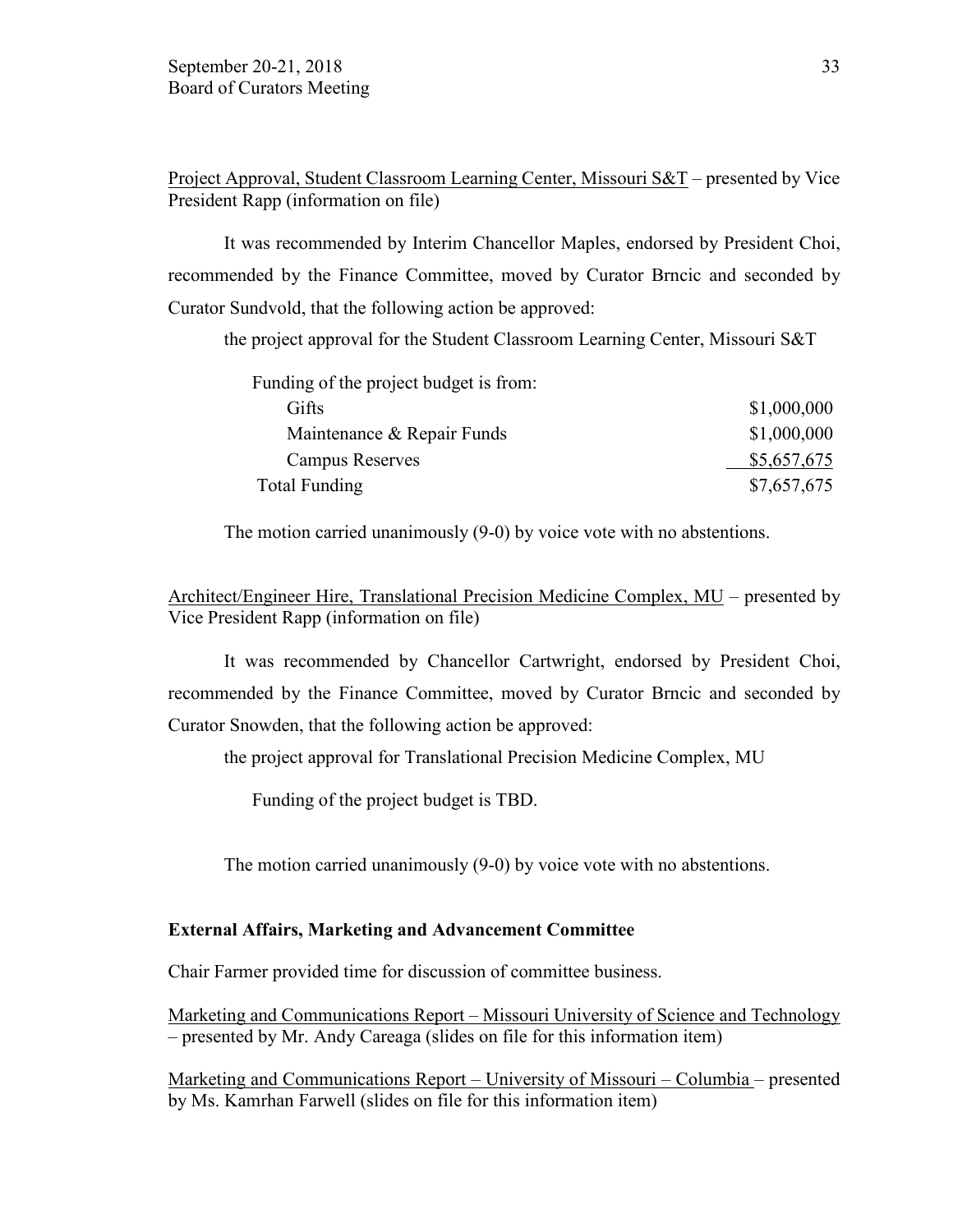Project Approval, Student Classroom Learning Center, Missouri S&T – presented by Vice President Rapp (information on file)

It was recommended by Interim Chancellor Maples, endorsed by President Choi, recommended by the Finance Committee, moved by Curator Brncic and seconded by Curator Sundvold, that the following action be approved:

the project approval for the Student Classroom Learning Center, Missouri S&T

| Funding of the project budget is from: | |
|---|---|
| Gifts | \$1,000,000 |
| Maintenance & Repair Funds | \$1,000,000 |
| Campus Reserves | \$5,657,675 |
| Total Funding | \$7,657,675 |

The motion carried unanimously (9-0) by voice vote with no abstentions.

Architect/Engineer Hire, Translational Precision Medicine Complex, MU – presented by Vice President Rapp (information on file)

It was recommended by Chancellor Cartwright, endorsed by President Choi, recommended by the Finance Committee, moved by Curator Brncic and seconded by Curator Snowden, that the following action be approved:

the project approval for Translational Precision Medicine Complex, MU

Funding of the project budget is TBD.

The motion carried unanimously (9-0) by voice vote with no abstentions.

**External Affairs, Marketing and Advancement Committee**

Chair Farmer provided time for discussion of committee business.

Marketing and Communications Report – Missouri University of Science and Technology – presented by Mr. Andy Careaga (slides on file for this information item)

Marketing and Communications Report – University of Missouri – Columbia – presented by Ms. Kamrhan Farwell (slides on file for this information item)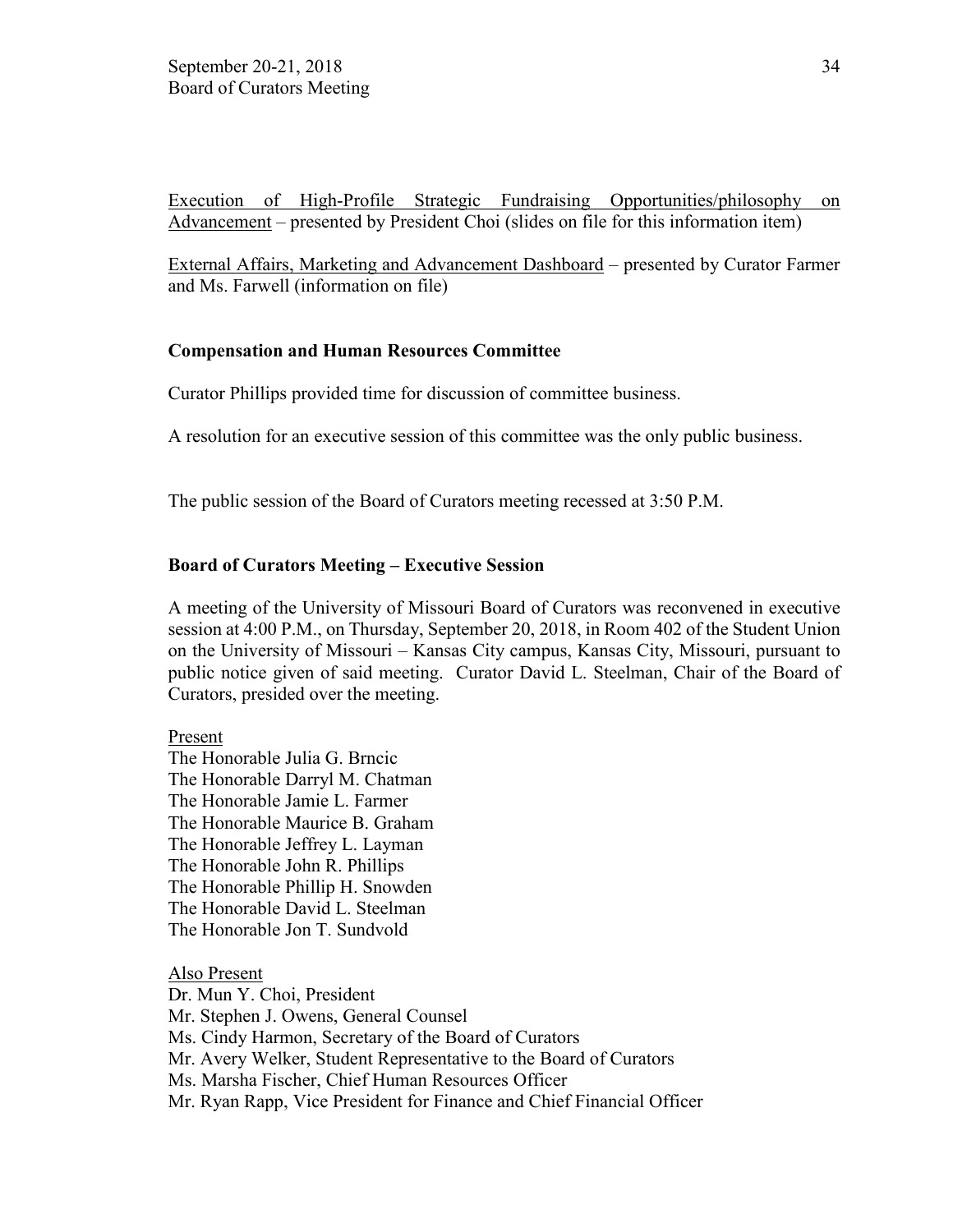Execution of High-Profile Strategic Fundraising Opportunities/philosophy on Advancement – presented by President Choi (slides on file for this information item)

External Affairs, Marketing and Advancement Dashboard – presented by Curator Farmer and Ms. Farwell (information on file)

**Compensation and Human Resources Committee**

Curator Phillips provided time for discussion of committee business.

A resolution for an executive session of this committee was the only public business.

The public session of the Board of Curators meeting recessed at 3:50 P.M.

**Board of Curators Meeting – Executive Session**

A meeting of the University of Missouri Board of Curators was reconvened in executive session at 4:00 P.M., on Thursday, September 20, 2018, in Room 402 of the Student Union on the University of Missouri – Kansas City campus, Kansas City, Missouri, pursuant to public notice given of said meeting. Curator David L. Steelman, Chair of the Board of Curators, presided over the meeting.

Present
The Honorable Julia G. Brncic
The Honorable Darryl M. Chatman
The Honorable Jamie L. Farmer
The Honorable Maurice B. Graham
The Honorable Jeffrey L. Layman
The Honorable John R. Phillips
The Honorable Phillip H. Snowden
The Honorable David L. Steelman
The Honorable Jon T. Sundvold

Also Present
Dr. Mun Y. Choi, President
Mr. Stephen J. Owens, General Counsel
Ms. Cindy Harmon, Secretary of the Board of Curators
Mr. Avery Welker, Student Representative to the Board of Curators
Ms. Marsha Fischer, Chief Human Resources Officer
Mr. Ryan Rapp, Vice President for Finance and Chief Financial Officer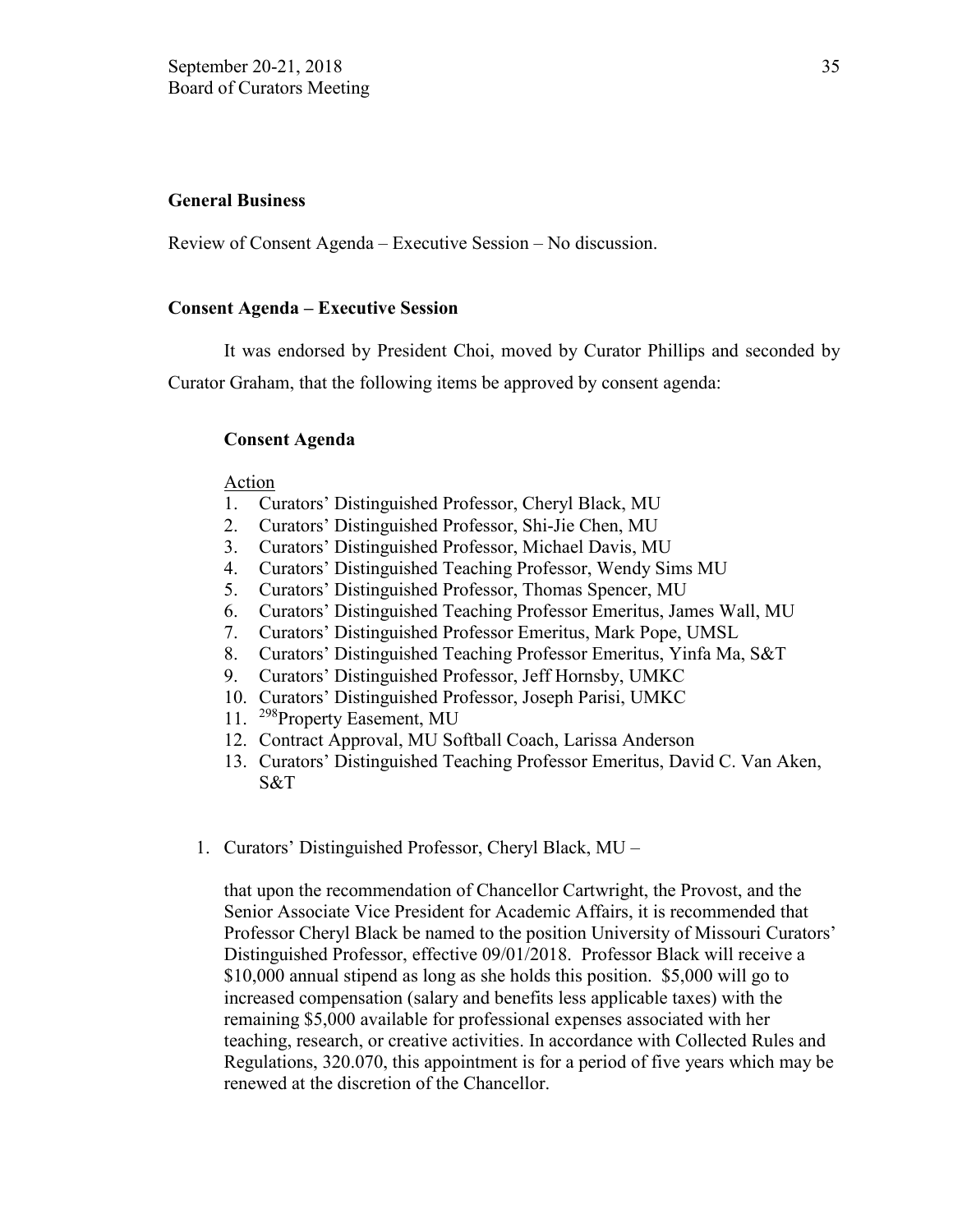**General Business**

Review of Consent Agenda – Executive Session – No discussion.

**Consent Agenda – Executive Session**

It was endorsed by President Choi, moved by Curator Phillips and seconded by Curator Graham, that the following items be approved by consent agenda:

**Consent Agenda**

Action

1. Curators' Distinguished Professor, Cheryl Black, MU
2. Curators' Distinguished Professor, Shi-Jie Chen, MU
3. Curators' Distinguished Professor, Michael Davis, MU
4. Curators' Distinguished Teaching Professor, Wendy Sims MU
5. Curators' Distinguished Professor, Thomas Spencer, MU
6. Curators' Distinguished Teaching Professor Emeritus, James Wall, MU
7. Curators' Distinguished Professor Emeritus, Mark Pope, UMSL
8. Curators' Distinguished Teaching Professor Emeritus, Yinfa Ma, S&T
9. Curators' Distinguished Professor, Jeff Hornsby, UMKC
10. Curators' Distinguished Professor, Joseph Parisi, UMKC
11. [298]Property Easement, MU
12. Contract Approval, MU Softball Coach, Larissa Anderson
13. Curators' Distinguished Teaching Professor Emeritus, David C. Van Aken, S&T

1. Curators' Distinguished Professor, Cheryl Black, MU –

   that upon the recommendation of Chancellor Cartwright, the Provost, and the Senior Associate Vice President for Academic Affairs, it is recommended that Professor Cheryl Black be named to the position University of Missouri Curators' Distinguished Professor, effective 09/01/2018. Professor Black will receive a $10,000 annual stipend as long as she holds this position. $5,000 will go to increased compensation (salary and benefits less applicable taxes) with the remaining $5,000 available for professional expenses associated with her teaching, research, or creative activities. In accordance with Collected Rules and Regulations, 320.070, this appointment is for a period of five years which may be renewed at the discretion of the Chancellor.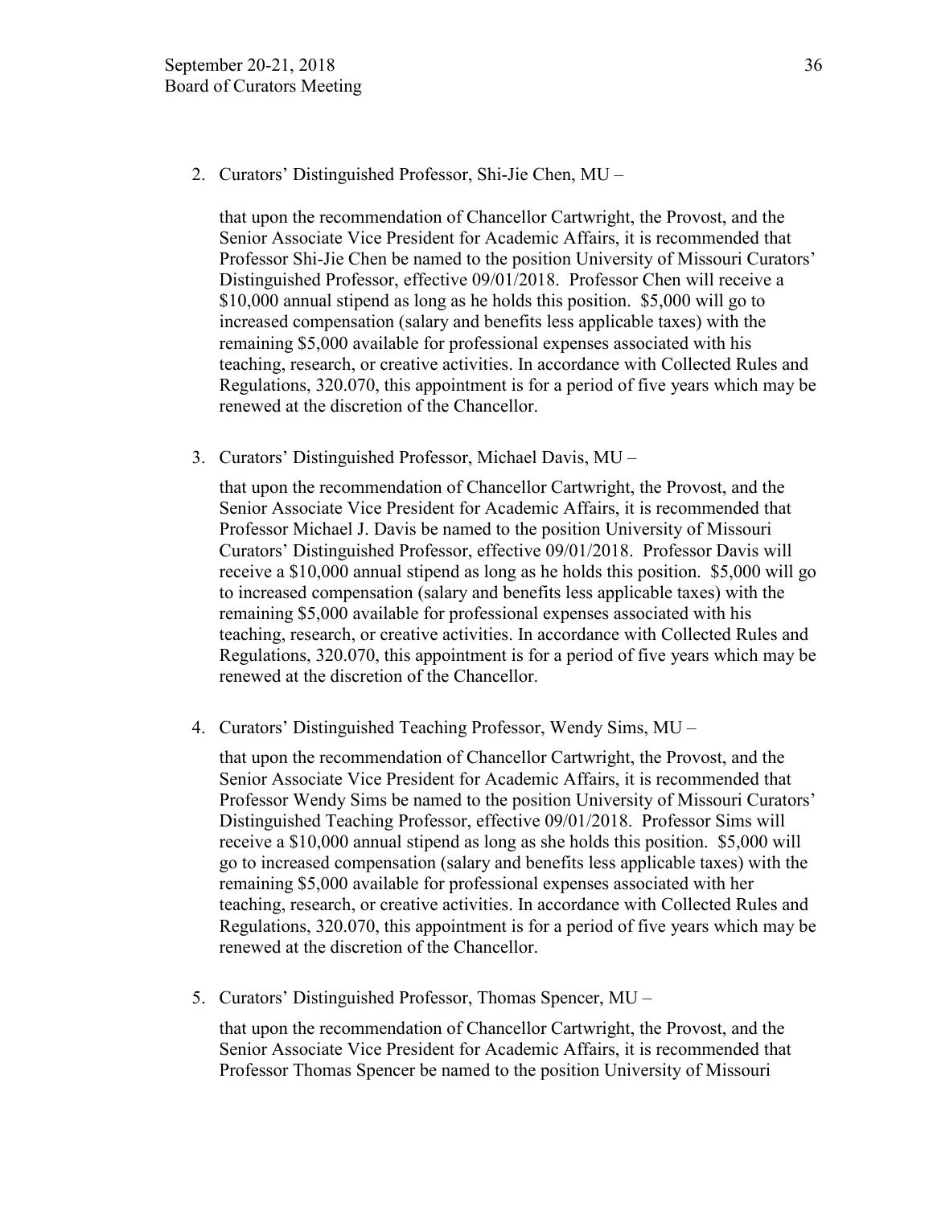2. Curators' Distinguished Professor, Shi-Jie Chen, MU –

   that upon the recommendation of Chancellor Cartwright, the Provost, and the Senior Associate Vice President for Academic Affairs, it is recommended that Professor Shi-Jie Chen be named to the position University of Missouri Curators' Distinguished Professor, effective 09/01/2018. Professor Chen will receive a $10,000 annual stipend as long as he holds this position. $5,000 will go to increased compensation (salary and benefits less applicable taxes) with the remaining $5,000 available for professional expenses associated with his teaching, research, or creative activities. In accordance with Collected Rules and Regulations, 320.070, this appointment is for a period of five years which may be renewed at the discretion of the Chancellor.

3. Curators' Distinguished Professor, Michael Davis, MU –

   that upon the recommendation of Chancellor Cartwright, the Provost, and the Senior Associate Vice President for Academic Affairs, it is recommended that Professor Michael J. Davis be named to the position University of Missouri Curators' Distinguished Professor, effective 09/01/2018. Professor Davis will receive a $10,000 annual stipend as long as he holds this position. $5,000 will go to increased compensation (salary and benefits less applicable taxes) with the remaining $5,000 available for professional expenses associated with his teaching, research, or creative activities. In accordance with Collected Rules and Regulations, 320.070, this appointment is for a period of five years which may be renewed at the discretion of the Chancellor.

4. Curators' Distinguished Teaching Professor, Wendy Sims, MU –

   that upon the recommendation of Chancellor Cartwright, the Provost, and the Senior Associate Vice President for Academic Affairs, it is recommended that Professor Wendy Sims be named to the position University of Missouri Curators' Distinguished Teaching Professor, effective 09/01/2018. Professor Sims will receive a $10,000 annual stipend as long as she holds this position. $5,000 will go to increased compensation (salary and benefits less applicable taxes) with the remaining $5,000 available for professional expenses associated with her teaching, research, or creative activities. In accordance with Collected Rules and Regulations, 320.070, this appointment is for a period of five years which may be renewed at the discretion of the Chancellor.

5. Curators' Distinguished Professor, Thomas Spencer, MU –

   that upon the recommendation of Chancellor Cartwright, the Provost, and the Senior Associate Vice President for Academic Affairs, it is recommended that Professor Thomas Spencer be named to the position University of Missouri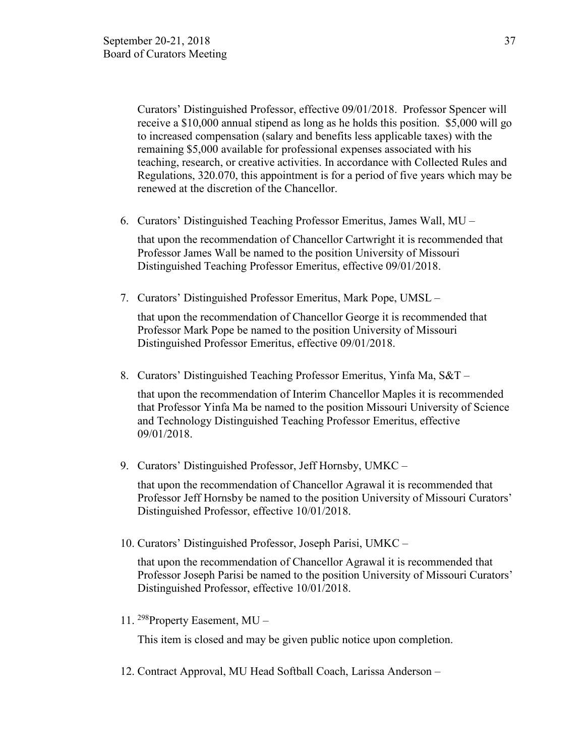Curators' Distinguished Professor, effective 09/01/2018. Professor Spencer will receive a $10,000 annual stipend as long as he holds this position. $5,000 will go to increased compensation (salary and benefits less applicable taxes) with the remaining $5,000 available for professional expenses associated with his teaching, research, or creative activities. In accordance with Collected Rules and Regulations, 320.070, this appointment is for a period of five years which may be renewed at the discretion of the Chancellor.

6. Curators' Distinguished Teaching Professor Emeritus, James Wall, MU –

   that upon the recommendation of Chancellor Cartwright it is recommended that Professor James Wall be named to the position University of Missouri Distinguished Teaching Professor Emeritus, effective 09/01/2018.

7. Curators' Distinguished Professor Emeritus, Mark Pope, UMSL –

   that upon the recommendation of Chancellor George it is recommended that Professor Mark Pope be named to the position University of Missouri Distinguished Professor Emeritus, effective 09/01/2018.

8. Curators' Distinguished Teaching Professor Emeritus, Yinfa Ma, S&T –

   that upon the recommendation of Interim Chancellor Maples it is recommended that Professor Yinfa Ma be named to the position Missouri University of Science and Technology Distinguished Teaching Professor Emeritus, effective 09/01/2018.

9. Curators' Distinguished Professor, Jeff Hornsby, UMKC –

   that upon the recommendation of Chancellor Agrawal it is recommended that Professor Jeff Hornsby be named to the position University of Missouri Curators' Distinguished Professor, effective 10/01/2018.

10. Curators' Distinguished Professor, Joseph Parisi, UMKC –

    that upon the recommendation of Chancellor Agrawal it is recommended that Professor Joseph Parisi be named to the position University of Missouri Curators' Distinguished Professor, effective 10/01/2018.

11. [298]Property Easement, MU –

    This item is closed and may be given public notice upon completion.

12. Contract Approval, MU Head Softball Coach, Larissa Anderson –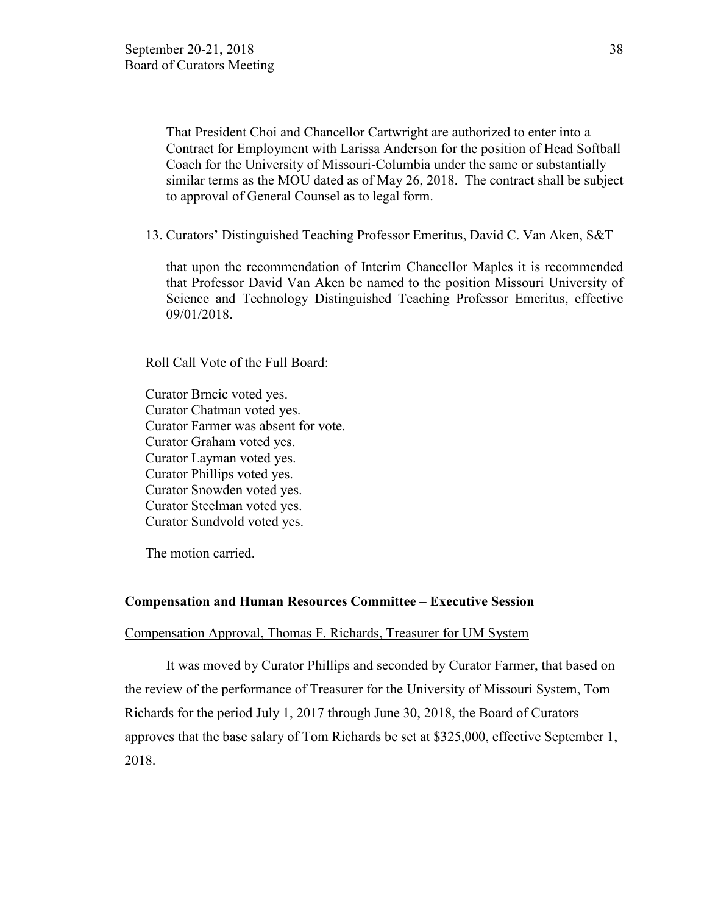That President Choi and Chancellor Cartwright are authorized to enter into a Contract for Employment with Larissa Anderson for the position of Head Softball Coach for the University of Missouri-Columbia under the same or substantially similar terms as the MOU dated as of May 26, 2018. The contract shall be subject to approval of General Counsel as to legal form.

13. Curators' Distinguished Teaching Professor Emeritus, David C. Van Aken, S&T –

    that upon the recommendation of Interim Chancellor Maples it is recommended that Professor David Van Aken be named to the position Missouri University of Science and Technology Distinguished Teaching Professor Emeritus, effective 09/01/2018.

Roll Call Vote of the Full Board:

Curator Brncic voted yes.
Curator Chatman voted yes.
Curator Farmer was absent for vote.
Curator Graham voted yes.
Curator Layman voted yes.
Curator Phillips voted yes.
Curator Snowden voted yes.
Curator Steelman voted yes.
Curator Sundvold voted yes.

The motion carried.

**Compensation and Human Resources Committee – Executive Session**

Compensation Approval, Thomas F. Richards, Treasurer for UM System

It was moved by Curator Phillips and seconded by Curator Farmer, that based on the review of the performance of Treasurer for the University of Missouri System, Tom Richards for the period July 1, 2017 through June 30, 2018, the Board of Curators approves that the base salary of Tom Richards be set at $325,000, effective September 1, 2018.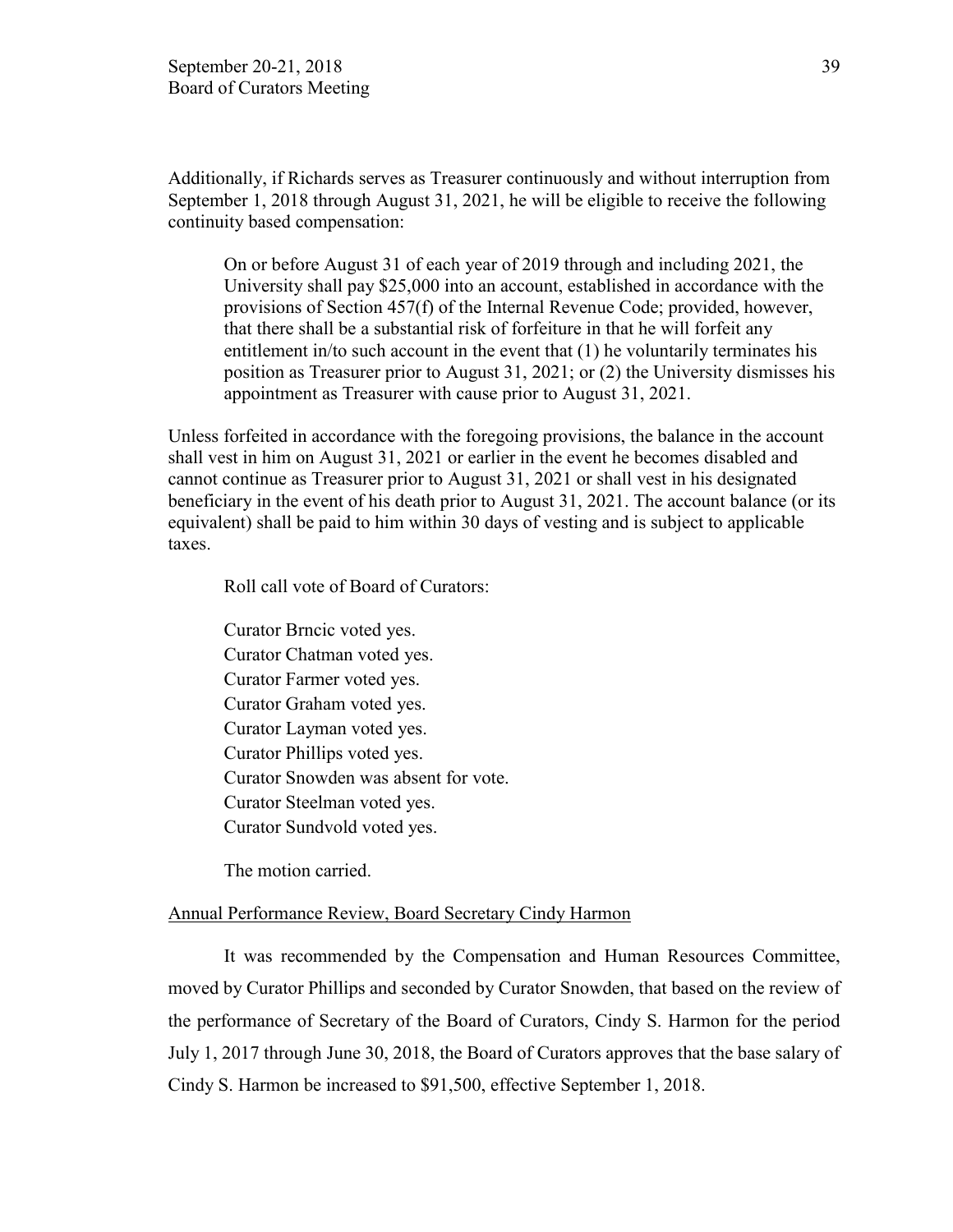Additionally, if Richards serves as Treasurer continuously and without interruption from September 1, 2018 through August 31, 2021, he will be eligible to receive the following continuity based compensation:

> On or before August 31 of each year of 2019 through and including 2021, the University shall pay $25,000 into an account, established in accordance with the provisions of Section 457(f) of the Internal Revenue Code; provided, however, that there shall be a substantial risk of forfeiture in that he will forfeit any entitlement in/to such account in the event that (1) he voluntarily terminates his position as Treasurer prior to August 31, 2021; or (2) the University dismisses his appointment as Treasurer with cause prior to August 31, 2021.

Unless forfeited in accordance with the foregoing provisions, the balance in the account shall vest in him on August 31, 2021 or earlier in the event he becomes disabled and cannot continue as Treasurer prior to August 31, 2021 or shall vest in his designated beneficiary in the event of his death prior to August 31, 2021. The account balance (or its equivalent) shall be paid to him within 30 days of vesting and is subject to applicable taxes.

Roll call vote of Board of Curators:

Curator Brncic voted yes.
Curator Chatman voted yes.
Curator Farmer voted yes.
Curator Graham voted yes.
Curator Layman voted yes.
Curator Phillips voted yes.
Curator Snowden was absent for vote.
Curator Steelman voted yes.
Curator Sundvold voted yes.

The motion carried.

Annual Performance Review, Board Secretary Cindy Harmon

It was recommended by the Compensation and Human Resources Committee, moved by Curator Phillips and seconded by Curator Snowden, that based on the review of the performance of Secretary of the Board of Curators, Cindy S. Harmon for the period July 1, 2017 through June 30, 2018, the Board of Curators approves that the base salary of Cindy S. Harmon be increased to $91,500, effective September 1, 2018.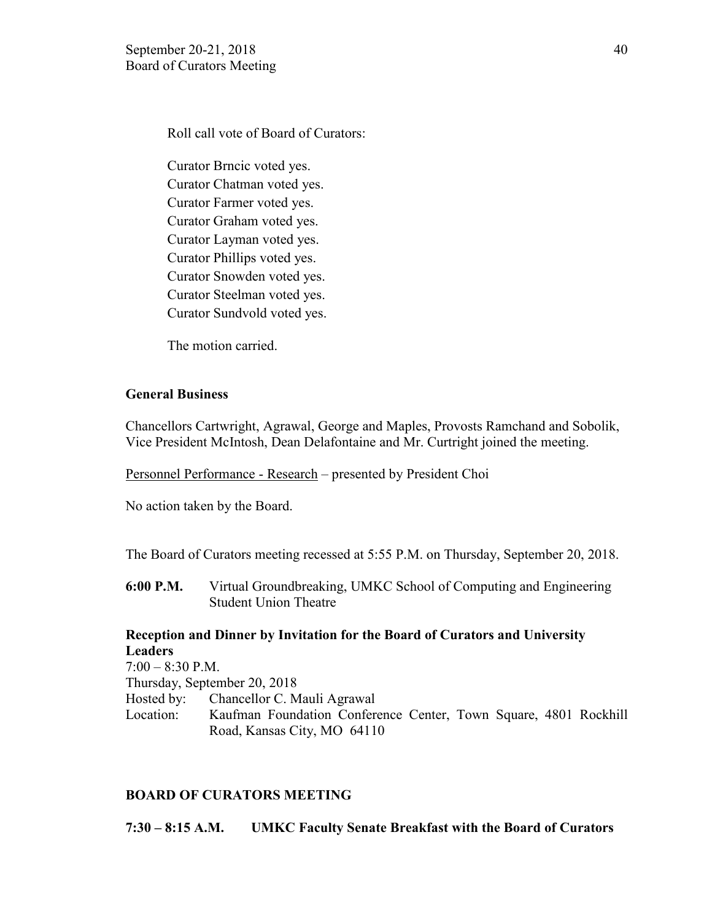Roll call vote of Board of Curators:

Curator Brncic voted yes.
Curator Chatman voted yes.
Curator Farmer voted yes.
Curator Graham voted yes.
Curator Layman voted yes.
Curator Phillips voted yes.
Curator Snowden voted yes.
Curator Steelman voted yes.
Curator Sundvold voted yes.

The motion carried.

**General Business**

Chancellors Cartwright, Agrawal, George and Maples, Provosts Ramchand and Sobolik, Vice President McIntosh, Dean Delafontaine and Mr. Curtright joined the meeting.

Personnel Performance - Research – presented by President Choi

No action taken by the Board.

The Board of Curators meeting recessed at 5:55 P.M. on Thursday, September 20, 2018.

**6:00 P.M.** Virtual Groundbreaking, UMKC School of Computing and Engineering Student Union Theatre

**Reception and Dinner by Invitation for the Board of Curators and University Leaders**

7:00 – 8:30 P.M.
Thursday, September 20, 2018
Hosted by: Chancellor C. Mauli Agrawal
Location: Kaufman Foundation Conference Center, Town Square, 4801 Rockhill Road, Kansas City, MO 64110

**BOARD OF CURATORS MEETING**

**7:30 – 8:15 A.M. UMKC Faculty Senate Breakfast with the Board of Curators**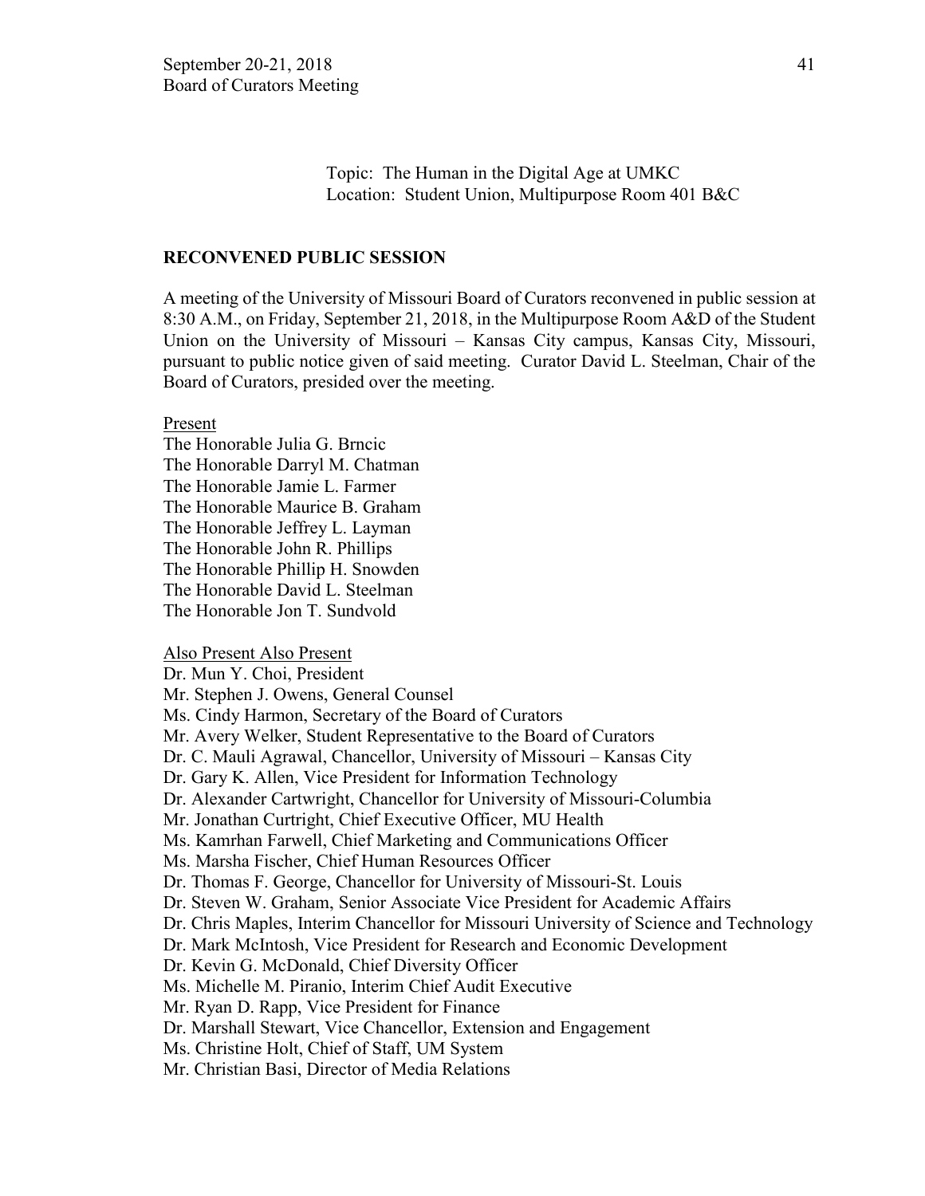Topic: The Human in the Digital Age at UMKC
Location: Student Union, Multipurpose Room 401 B&C

**RECONVENED PUBLIC SESSION**

A meeting of the University of Missouri Board of Curators reconvened in public session at 8:30 A.M., on Friday, September 21, 2018, in the Multipurpose Room A&D of the Student Union on the University of Missouri – Kansas City campus, Kansas City, Missouri, pursuant to public notice given of said meeting. Curator David L. Steelman, Chair of the Board of Curators, presided over the meeting.

Present

The Honorable Julia G. Brncic
The Honorable Darryl M. Chatman
The Honorable Jamie L. Farmer
The Honorable Maurice B. Graham
The Honorable Jeffrey L. Layman
The Honorable John R. Phillips
The Honorable Phillip H. Snowden
The Honorable David L. Steelman
The Honorable Jon T. Sundvold

Also Present Also Present

Dr. Mun Y. Choi, President
Mr. Stephen J. Owens, General Counsel
Ms. Cindy Harmon, Secretary of the Board of Curators
Mr. Avery Welker, Student Representative to the Board of Curators
Dr. C. Mauli Agrawal, Chancellor, University of Missouri – Kansas City
Dr. Gary K. Allen, Vice President for Information Technology
Dr. Alexander Cartwright, Chancellor for University of Missouri-Columbia
Mr. Jonathan Curtright, Chief Executive Officer, MU Health
Ms. Kamrhan Farwell, Chief Marketing and Communications Officer
Ms. Marsha Fischer, Chief Human Resources Officer
Dr. Thomas F. George, Chancellor for University of Missouri-St. Louis
Dr. Steven W. Graham, Senior Associate Vice President for Academic Affairs
Dr. Chris Maples, Interim Chancellor for Missouri University of Science and Technology
Dr. Mark McIntosh, Vice President for Research and Economic Development
Dr. Kevin G. McDonald, Chief Diversity Officer
Ms. Michelle M. Piranio, Interim Chief Audit Executive
Mr. Ryan D. Rapp, Vice President for Finance
Dr. Marshall Stewart, Vice Chancellor, Extension and Engagement
Ms. Christine Holt, Chief of Staff, UM System
Mr. Christian Basi, Director of Media Relations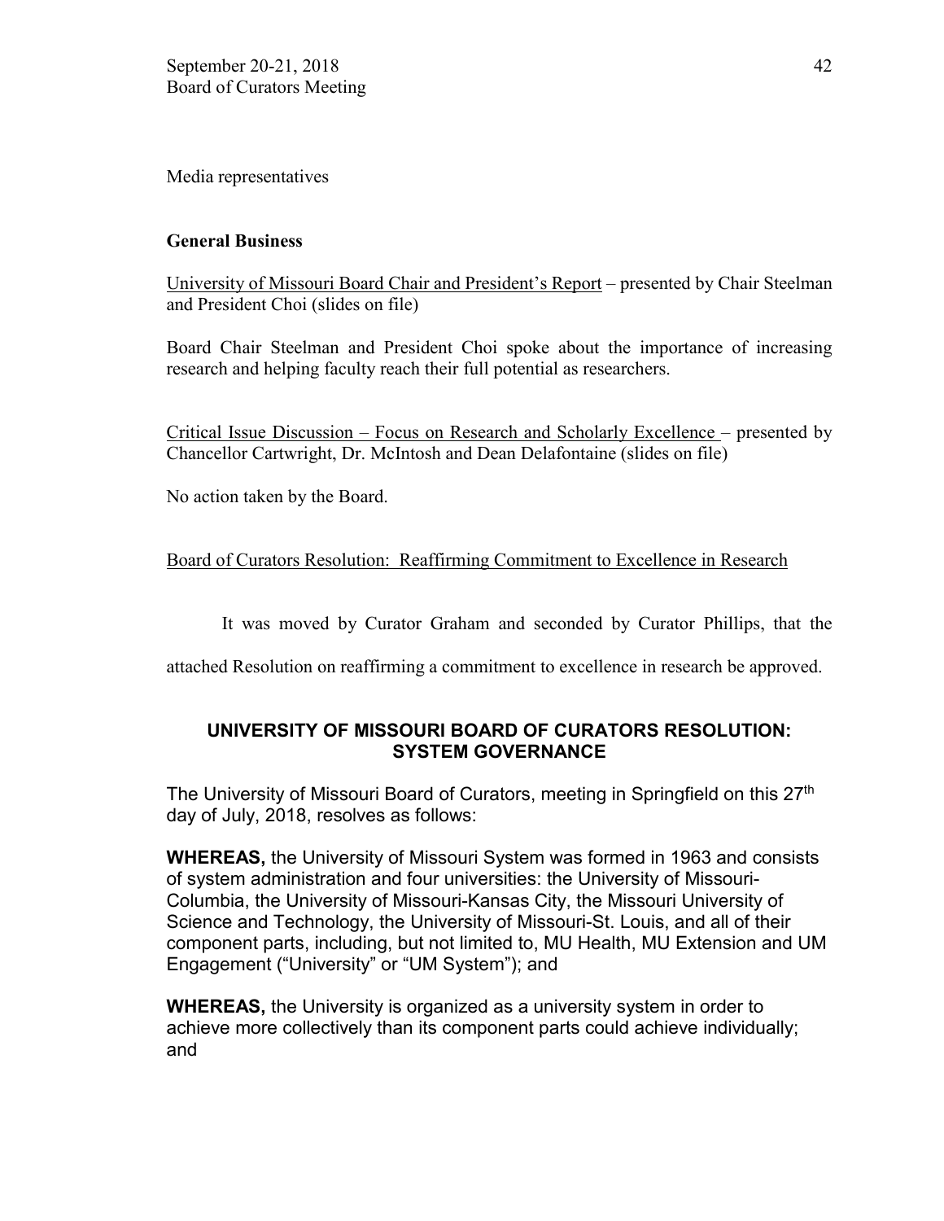Media representatives

**General Business**

University of Missouri Board Chair and President's Report – presented by Chair Steelman and President Choi (slides on file)

Board Chair Steelman and President Choi spoke about the importance of increasing research and helping faculty reach their full potential as researchers.

Critical Issue Discussion – Focus on Research and Scholarly Excellence – presented by Chancellor Cartwright, Dr. McIntosh and Dean Delafontaine (slides on file)

No action taken by the Board.

Board of Curators Resolution: Reaffirming Commitment to Excellence in Research

It was moved by Curator Graham and seconded by Curator Phillips, that the attached Resolution on reaffirming a commitment to excellence in research be approved.

**UNIVERSITY OF MISSOURI BOARD OF CURATORS RESOLUTION: SYSTEM GOVERNANCE**

The University of Missouri Board of Curators, meeting in Springfield on this 27th day of July, 2018, resolves as follows:

**WHEREAS,** the University of Missouri System was formed in 1963 and consists of system administration and four universities: the University of Missouri-Columbia, the University of Missouri-Kansas City, the Missouri University of Science and Technology, the University of Missouri-St. Louis, and all of their component parts, including, but not limited to, MU Health, MU Extension and UM Engagement ("University" or "UM System"); and

**WHEREAS,** the University is organized as a university system in order to achieve more collectively than its component parts could achieve individually; and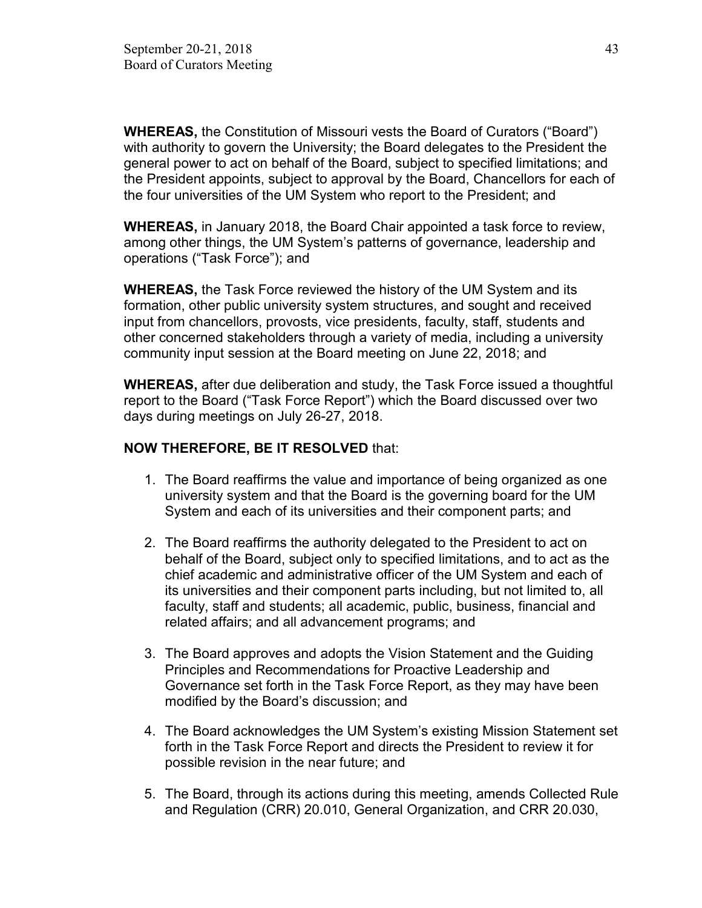**WHEREAS,** the Constitution of Missouri vests the Board of Curators ("Board") with authority to govern the University; the Board delegates to the President the general power to act on behalf of the Board, subject to specified limitations; and the President appoints, subject to approval by the Board, Chancellors for each of the four universities of the UM System who report to the President; and

**WHEREAS,** in January 2018, the Board Chair appointed a task force to review, among other things, the UM System's patterns of governance, leadership and operations ("Task Force"); and

**WHEREAS,** the Task Force reviewed the history of the UM System and its formation, other public university system structures, and sought and received input from chancellors, provosts, vice presidents, faculty, staff, students and other concerned stakeholders through a variety of media, including a university community input session at the Board meeting on June 22, 2018; and

**WHEREAS,** after due deliberation and study, the Task Force issued a thoughtful report to the Board ("Task Force Report") which the Board discussed over two days during meetings on July 26-27, 2018.

**NOW THEREFORE, BE IT RESOLVED** that:

1. The Board reaffirms the value and importance of being organized as one university system and that the Board is the governing board for the UM System and each of its universities and their component parts; and

2. The Board reaffirms the authority delegated to the President to act on behalf of the Board, subject only to specified limitations, and to act as the chief academic and administrative officer of the UM System and each of its universities and their component parts including, but not limited to, all faculty, staff and students; all academic, public, business, financial and related affairs; and all advancement programs; and

3. The Board approves and adopts the Vision Statement and the Guiding Principles and Recommendations for Proactive Leadership and Governance set forth in the Task Force Report, as they may have been modified by the Board's discussion; and

4. The Board acknowledges the UM System's existing Mission Statement set forth in the Task Force Report and directs the President to review it for possible revision in the near future; and

5. The Board, through its actions during this meeting, amends Collected Rule and Regulation (CRR) 20.010, General Organization, and CRR 20.030,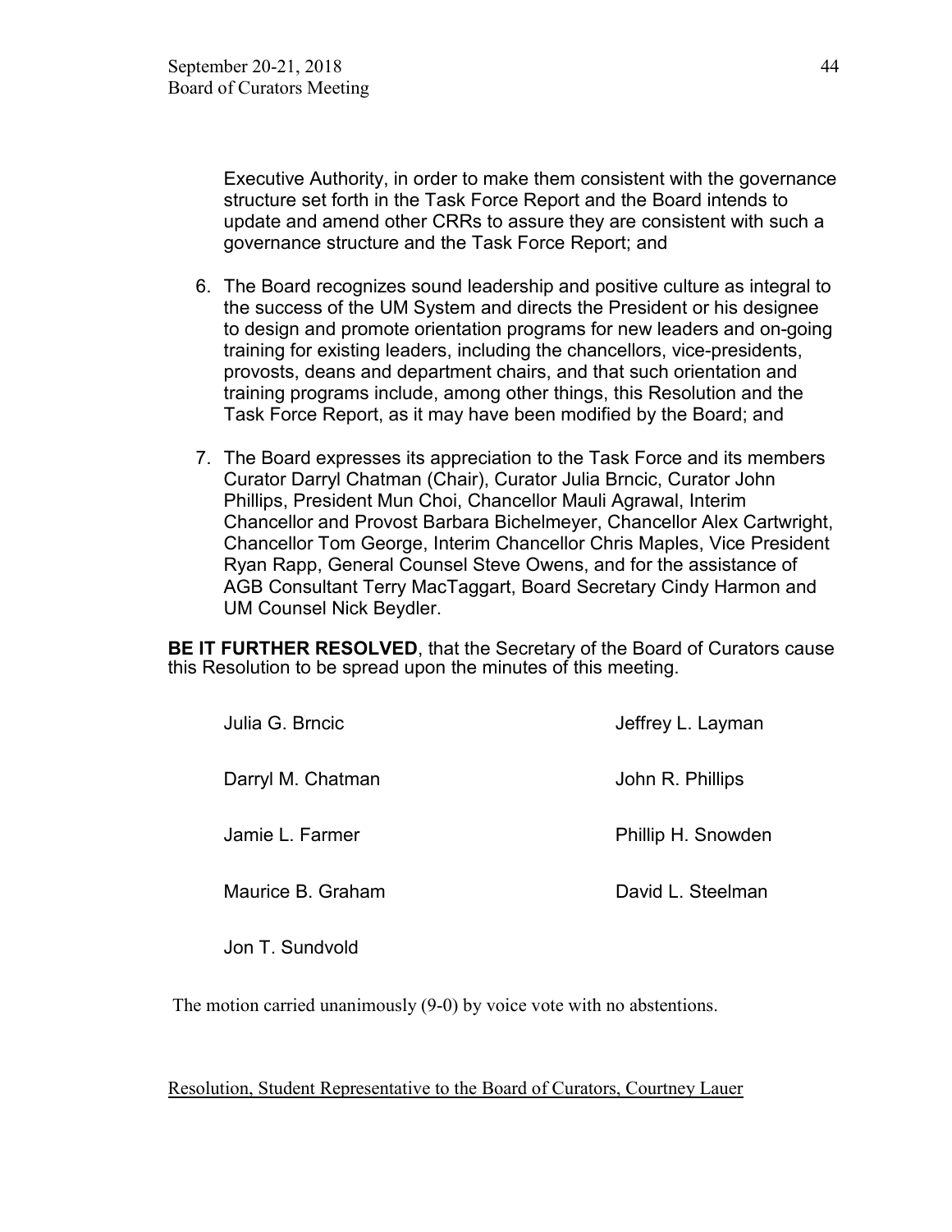Executive Authority, in order to make them consistent with the governance structure set forth in the Task Force Report and the Board intends to update and amend other CRRs to assure they are consistent with such a governance structure and the Task Force Report; and

6. The Board recognizes sound leadership and positive culture as integral to the success of the UM System and directs the President or his designee to design and promote orientation programs for new leaders and on-going training for existing leaders, including the chancellors, vice-presidents, provosts, deans and department chairs, and that such orientation and training programs include, among other things, this Resolution and the Task Force Report, as it may have been modified by the Board; and

7. The Board expresses its appreciation to the Task Force and its members Curator Darryl Chatman (Chair), Curator Julia Brncic, Curator John Phillips, President Mun Choi, Chancellor Mauli Agrawal, Interim Chancellor and Provost Barbara Bichelmeyer, Chancellor Alex Cartwright, Chancellor Tom George, Interim Chancellor Chris Maples, Vice President Ryan Rapp, General Counsel Steve Owens, and for the assistance of AGB Consultant Terry MacTaggart, Board Secretary Cindy Harmon and UM Counsel Nick Beydler.

**BE IT FURTHER RESOLVED**, that the Secretary of the Board of Curators cause this Resolution to be spread upon the minutes of this meeting.

Julia G. Brncic | Jeffrey L. Layman

Darryl M. Chatman | John R. Phillips

Jamie L. Farmer | Phillip H. Snowden

Maurice B. Graham | David L. Steelman

Jon T. Sundvold

The motion carried unanimously (9-0) by voice vote with no abstentions.

<u>Resolution, Student Representative to the Board of Curators, Courtney Lauer</u>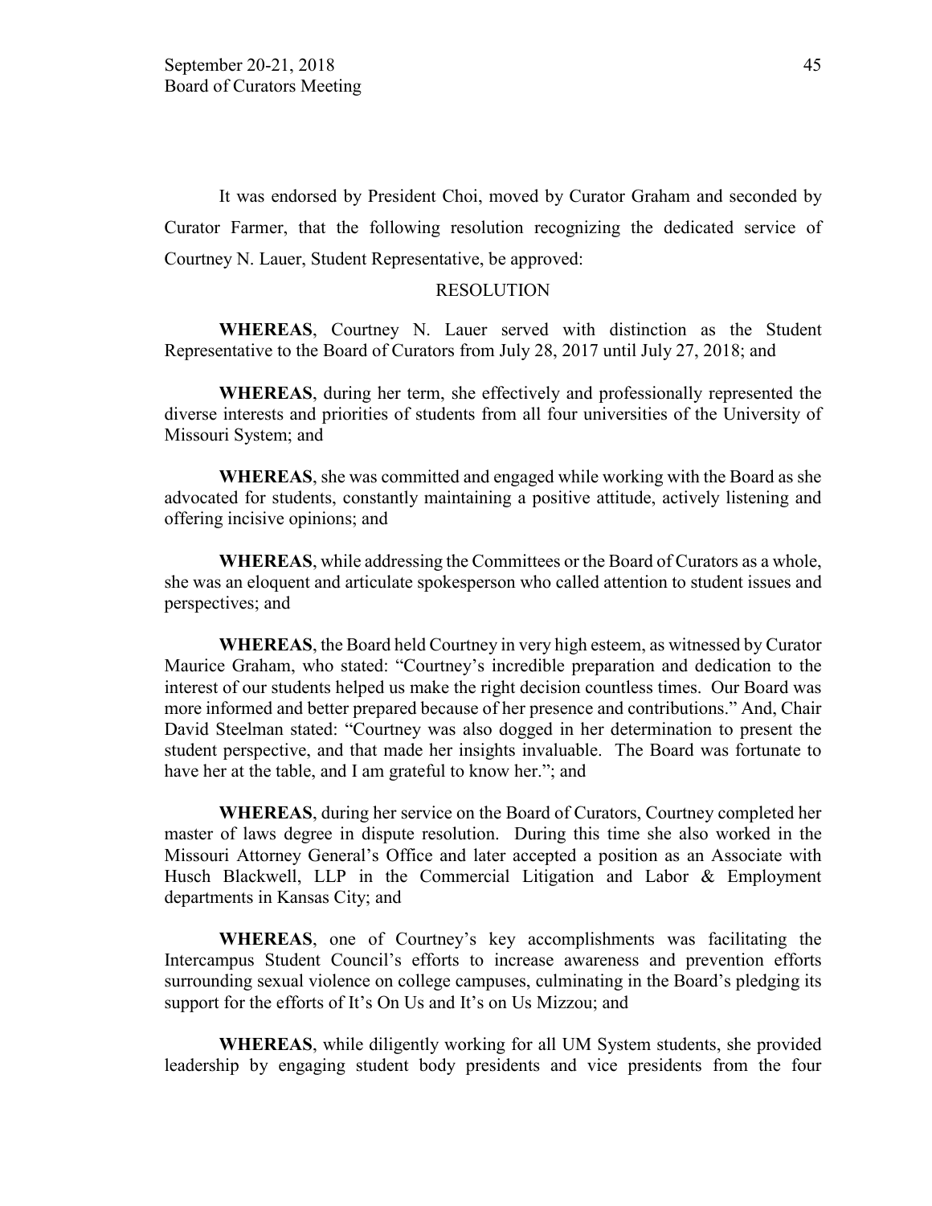It was endorsed by President Choi, moved by Curator Graham and seconded by Curator Farmer, that the following resolution recognizing the dedicated service of Courtney N. Lauer, Student Representative, be approved:

RESOLUTION

**WHEREAS**, Courtney N. Lauer served with distinction as the Student Representative to the Board of Curators from July 28, 2017 until July 27, 2018; and

**WHEREAS**, during her term, she effectively and professionally represented the diverse interests and priorities of students from all four universities of the University of Missouri System; and

**WHEREAS**, she was committed and engaged while working with the Board as she advocated for students, constantly maintaining a positive attitude, actively listening and offering incisive opinions; and

**WHEREAS**, while addressing the Committees or the Board of Curators as a whole, she was an eloquent and articulate spokesperson who called attention to student issues and perspectives; and

**WHEREAS**, the Board held Courtney in very high esteem, as witnessed by Curator Maurice Graham, who stated: "Courtney's incredible preparation and dedication to the interest of our students helped us make the right decision countless times. Our Board was more informed and better prepared because of her presence and contributions." And, Chair David Steelman stated: "Courtney was also dogged in her determination to present the student perspective, and that made her insights invaluable. The Board was fortunate to have her at the table, and I am grateful to know her."; and

**WHEREAS**, during her service on the Board of Curators, Courtney completed her master of laws degree in dispute resolution. During this time she also worked in the Missouri Attorney General's Office and later accepted a position as an Associate with Husch Blackwell, LLP in the Commercial Litigation and Labor & Employment departments in Kansas City; and

**WHEREAS**, one of Courtney's key accomplishments was facilitating the Intercampus Student Council's efforts to increase awareness and prevention efforts surrounding sexual violence on college campuses, culminating in the Board's pledging its support for the efforts of It's On Us and It's on Us Mizzou; and

**WHEREAS**, while diligently working for all UM System students, she provided leadership by engaging student body presidents and vice presidents from the four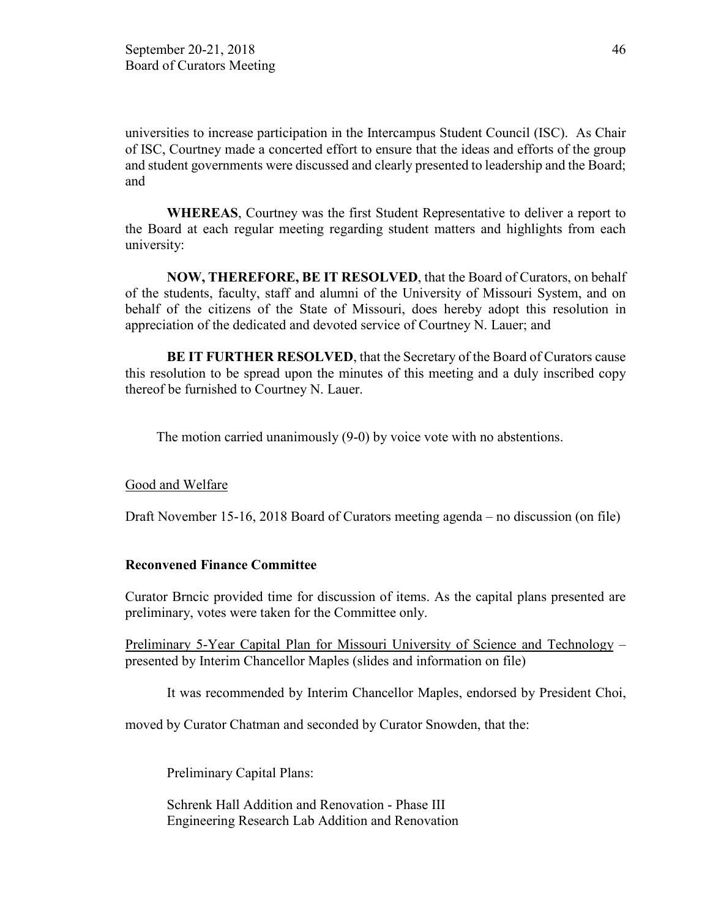universities to increase participation in the Intercampus Student Council (ISC). As Chair of ISC, Courtney made a concerted effort to ensure that the ideas and efforts of the group and student governments were discussed and clearly presented to leadership and the Board; and

**WHEREAS**, Courtney was the first Student Representative to deliver a report to the Board at each regular meeting regarding student matters and highlights from each university:

**NOW, THEREFORE, BE IT RESOLVED**, that the Board of Curators, on behalf of the students, faculty, staff and alumni of the University of Missouri System, and on behalf of the citizens of the State of Missouri, does hereby adopt this resolution in appreciation of the dedicated and devoted service of Courtney N. Lauer; and

**BE IT FURTHER RESOLVED**, that the Secretary of the Board of Curators cause this resolution to be spread upon the minutes of this meeting and a duly inscribed copy thereof be furnished to Courtney N. Lauer.

The motion carried unanimously (9-0) by voice vote with no abstentions.

<u>Good and Welfare</u>

Draft November 15-16, 2018 Board of Curators meeting agenda – no discussion (on file)

**Reconvened Finance Committee**

Curator Brncic provided time for discussion of items. As the capital plans presented are preliminary, votes were taken for the Committee only.

<u>Preliminary 5-Year Capital Plan for Missouri University of Science and Technology</u> – presented by Interim Chancellor Maples (slides and information on file)

It was recommended by Interim Chancellor Maples, endorsed by President Choi,

moved by Curator Chatman and seconded by Curator Snowden, that the:

Preliminary Capital Plans:

Schrenk Hall Addition and Renovation - Phase III
Engineering Research Lab Addition and Renovation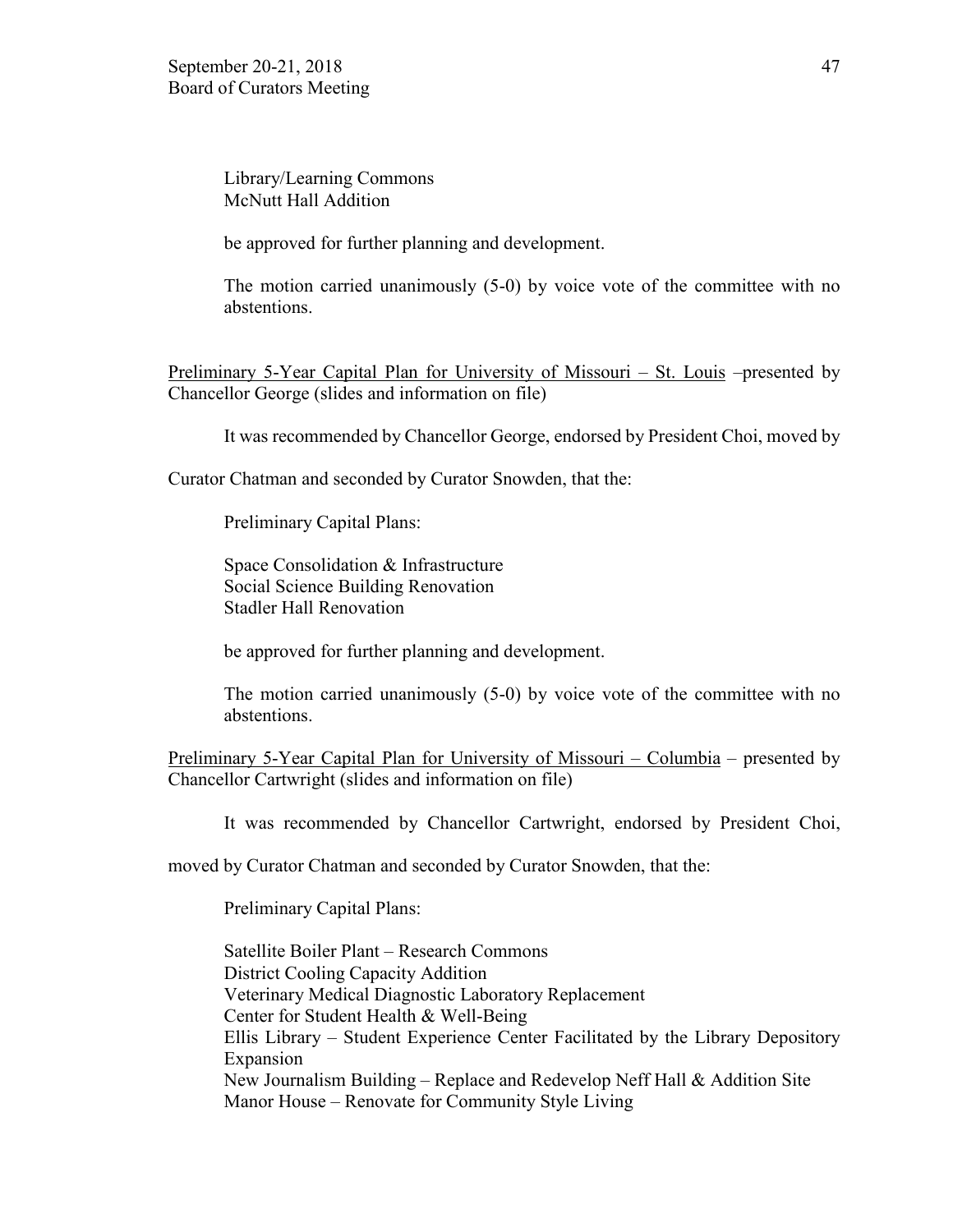Library/Learning Commons
McNutt Hall Addition

be approved for further planning and development.

The motion carried unanimously (5-0) by voice vote of the committee with no abstentions.

Preliminary 5-Year Capital Plan for University of Missouri – St. Louis –presented by Chancellor George (slides and information on file)

It was recommended by Chancellor George, endorsed by President Choi, moved by Curator Chatman and seconded by Curator Snowden, that the:

Preliminary Capital Plans:

Space Consolidation & Infrastructure
Social Science Building Renovation
Stadler Hall Renovation

be approved for further planning and development.

The motion carried unanimously (5-0) by voice vote of the committee with no abstentions.

Preliminary 5-Year Capital Plan for University of Missouri – Columbia – presented by Chancellor Cartwright (slides and information on file)

It was recommended by Chancellor Cartwright, endorsed by President Choi, moved by Curator Chatman and seconded by Curator Snowden, that the:

Preliminary Capital Plans:

Satellite Boiler Plant – Research Commons
District Cooling Capacity Addition
Veterinary Medical Diagnostic Laboratory Replacement
Center for Student Health & Well-Being
Ellis Library – Student Experience Center Facilitated by the Library Depository Expansion
New Journalism Building – Replace and Redevelop Neff Hall & Addition Site
Manor House – Renovate for Community Style Living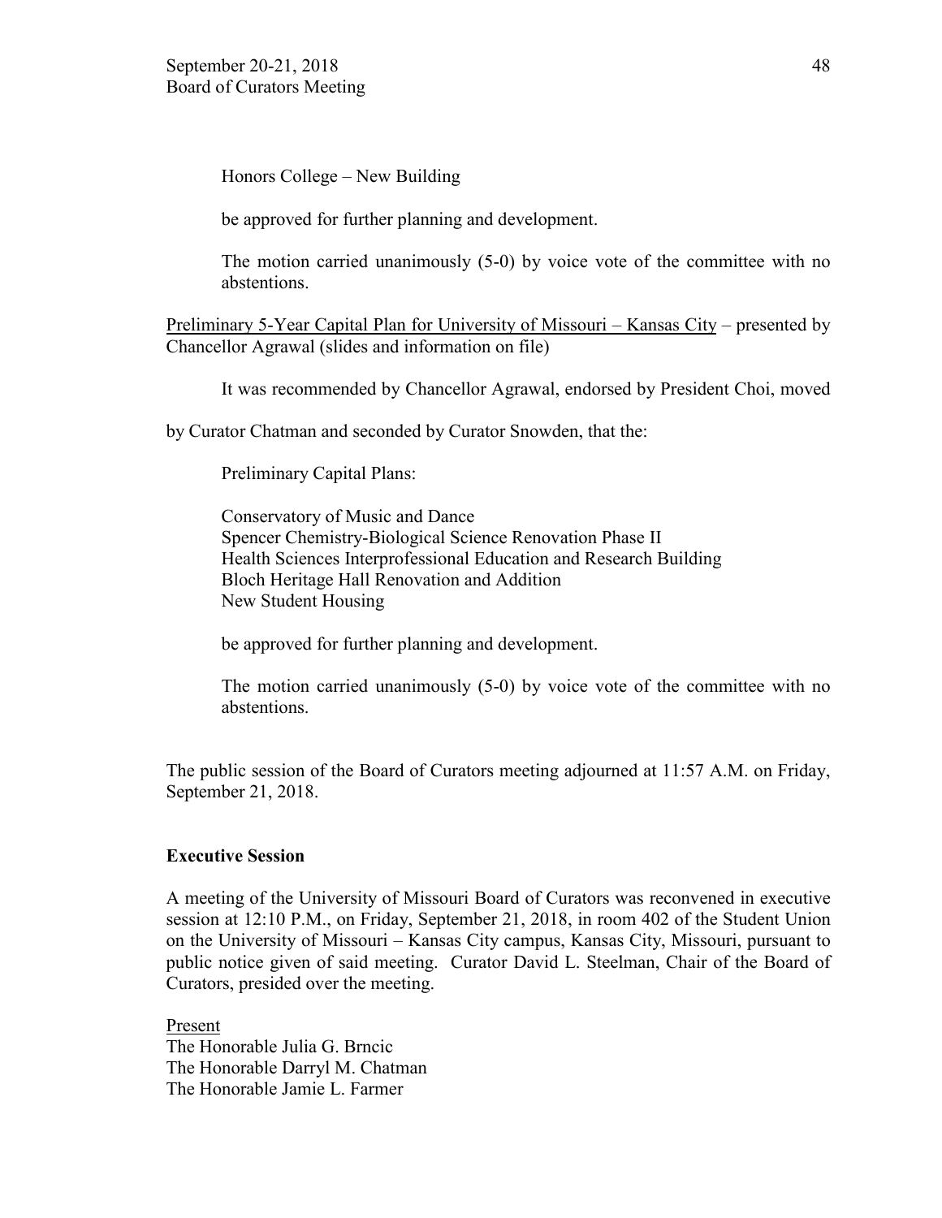Honors College – New Building

be approved for further planning and development.

The motion carried unanimously (5-0) by voice vote of the committee with no abstentions.

Preliminary 5-Year Capital Plan for University of Missouri – Kansas City – presented by Chancellor Agrawal (slides and information on file)

It was recommended by Chancellor Agrawal, endorsed by President Choi, moved by Curator Chatman and seconded by Curator Snowden, that the:

Preliminary Capital Plans:

Conservatory of Music and Dance
Spencer Chemistry-Biological Science Renovation Phase II
Health Sciences Interprofessional Education and Research Building
Bloch Heritage Hall Renovation and Addition
New Student Housing

be approved for further planning and development.

The motion carried unanimously (5-0) by voice vote of the committee with no abstentions.

The public session of the Board of Curators meeting adjourned at 11:57 A.M. on Friday, September 21, 2018.

**Executive Session**

A meeting of the University of Missouri Board of Curators was reconvened in executive session at 12:10 P.M., on Friday, September 21, 2018, in room 402 of the Student Union on the University of Missouri – Kansas City campus, Kansas City, Missouri, pursuant to public notice given of said meeting. Curator David L. Steelman, Chair of the Board of Curators, presided over the meeting.

Present
The Honorable Julia G. Brncic
The Honorable Darryl M. Chatman
The Honorable Jamie L. Farmer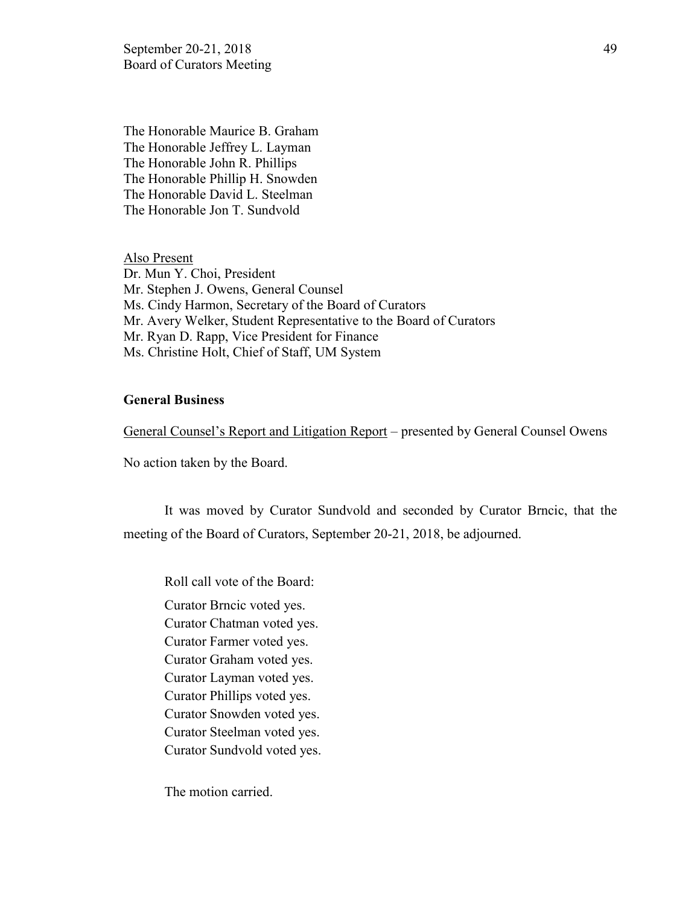The Honorable Maurice B. Graham
The Honorable Jeffrey L. Layman
The Honorable John R. Phillips
The Honorable Phillip H. Snowden
The Honorable David L. Steelman
The Honorable Jon T. Sundvold

Also Present
Dr. Mun Y. Choi, President
Mr. Stephen J. Owens, General Counsel
Ms. Cindy Harmon, Secretary of the Board of Curators
Mr. Avery Welker, Student Representative to the Board of Curators
Mr. Ryan D. Rapp, Vice President for Finance
Ms. Christine Holt, Chief of Staff, UM System

**General Business**

General Counsel's Report and Litigation Report – presented by General Counsel Owens

No action taken by the Board.

It was moved by Curator Sundvold and seconded by Curator Brncic, that the meeting of the Board of Curators, September 20-21, 2018, be adjourned.

Roll call vote of the Board:

Curator Brncic voted yes.
Curator Chatman voted yes.
Curator Farmer voted yes.
Curator Graham voted yes.
Curator Layman voted yes.
Curator Phillips voted yes.
Curator Snowden voted yes.
Curator Steelman voted yes.
Curator Sundvold voted yes.

The motion carried.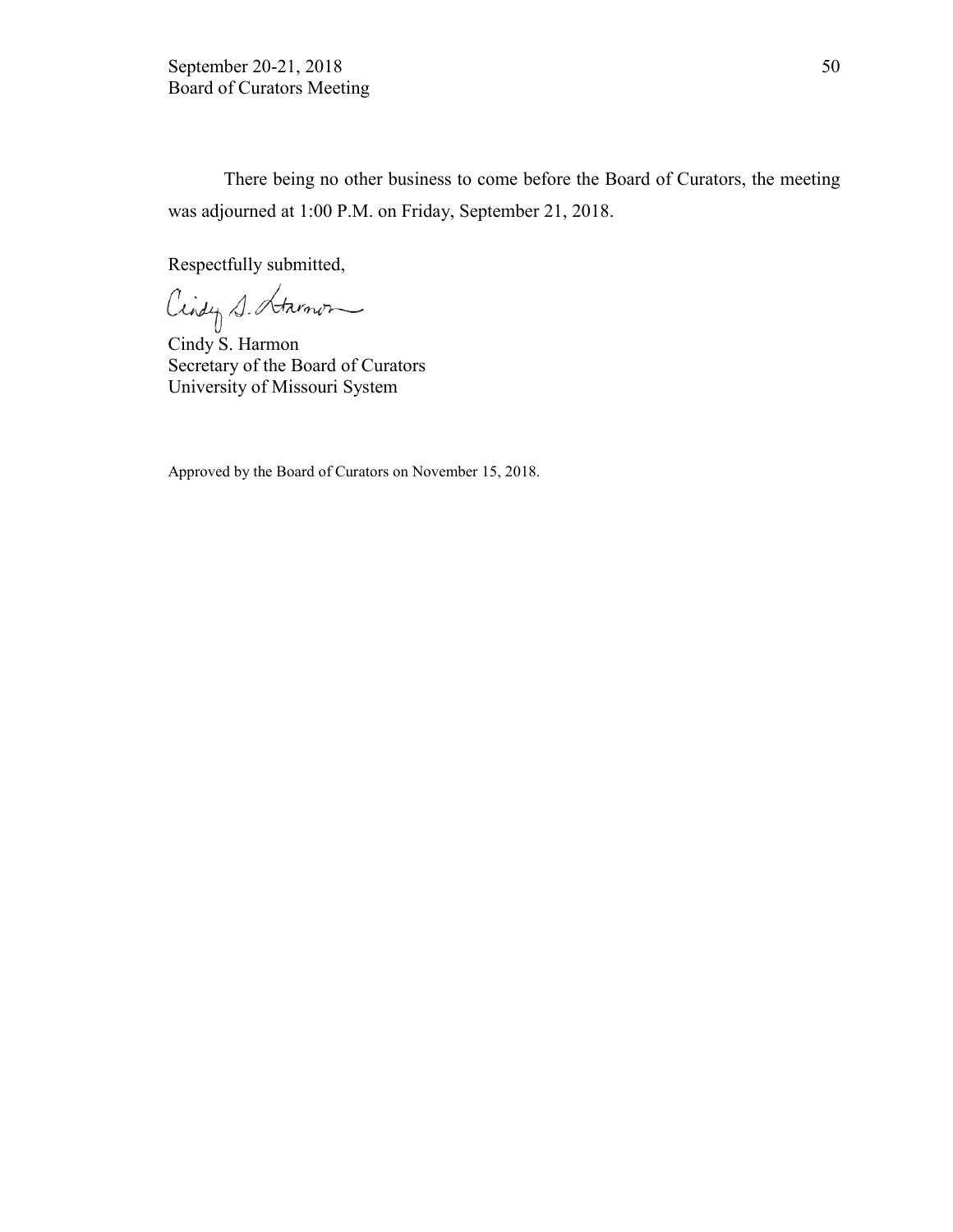There being no other business to come before the Board of Curators, the meeting was adjourned at 1:00 P.M. on Friday, September 21, 2018.

Respectfully submitted,

Cindy S. Harmon
Secretary of the Board of Curators
University of Missouri System

Approved by the Board of Curators on November 15, 2018.